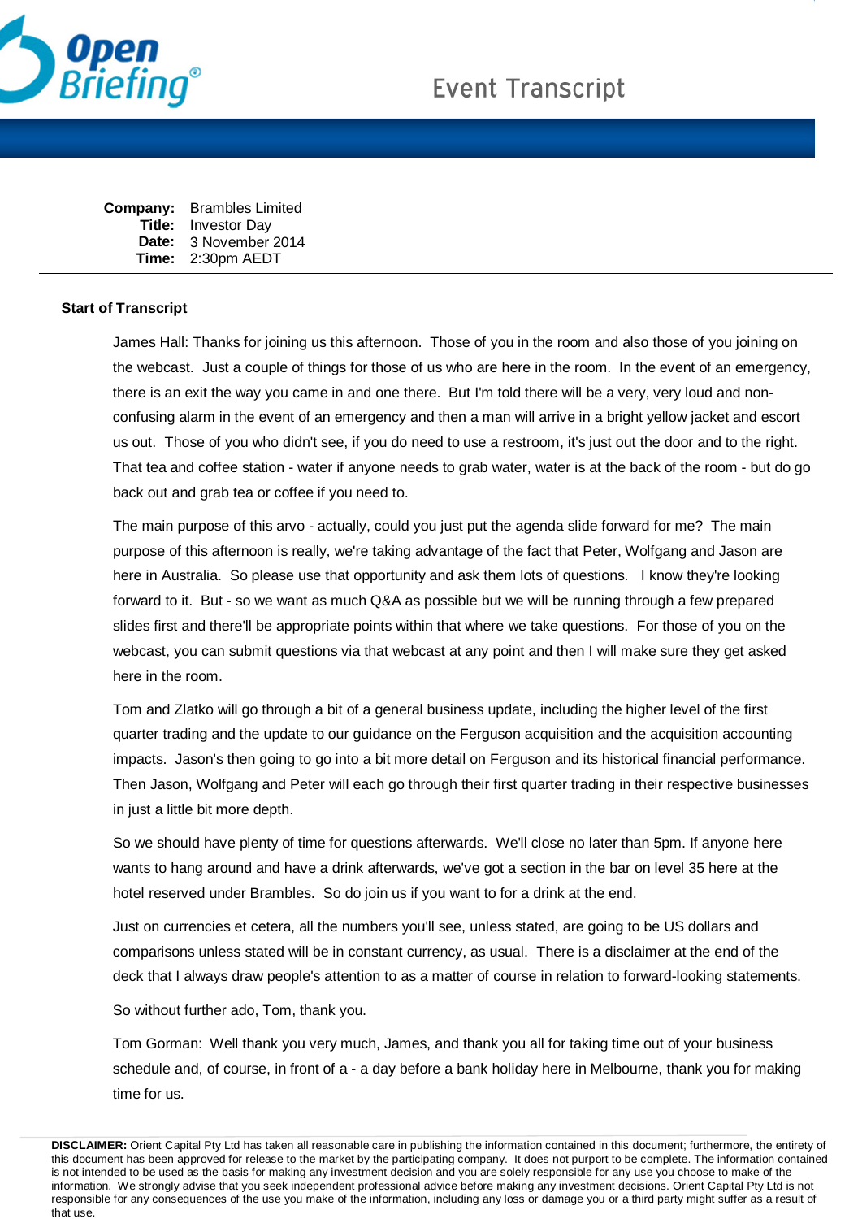# Event Transcript

**Company:** Brambles Limited
**Title:** Investor Day
**Date:** 3 November 2014
**Time:** 2:30pm AEDT

---

**Start of Transcript**

James Hall: Thanks for joining us this afternoon. Those of you in the room and also those of you joining on the webcast. Just a couple of things for those of us who are here in the room. In the event of an emergency, there is an exit the way you came in and one there. But I'm told there will be a very, very loud and non-confusing alarm in the event of an emergency and then a man will arrive in a bright yellow jacket and escort us out. Those of you who didn't see, if you do need to use a restroom, it's just out the door and to the right. That tea and coffee station - water if anyone needs to grab water, water is at the back of the room - but do go back out and grab tea or coffee if you need to.

The main purpose of this arvo - actually, could you just put the agenda slide forward for me? The main purpose of this afternoon is really, we're taking advantage of the fact that Peter, Wolfgang and Jason are here in Australia. So please use that opportunity and ask them lots of questions. I know they're looking forward to it. But - so we want as much Q&A as possible but we will be running through a few prepared slides first and there'll be appropriate points within that where we take questions. For those of you on the webcast, you can submit questions via that webcast at any point and then I will make sure they get asked here in the room.

Tom and Zlatko will go through a bit of a general business update, including the higher level of the first quarter trading and the update to our guidance on the Ferguson acquisition and the acquisition accounting impacts. Jason's then going to go into a bit more detail on Ferguson and its historical financial performance. Then Jason, Wolfgang and Peter will each go through their first quarter trading in their respective businesses in just a little bit more depth.

So we should have plenty of time for questions afterwards. We'll close no later than 5pm. If anyone here wants to hang around and have a drink afterwards, we've got a section in the bar on level 35 here at the hotel reserved under Brambles. So do join us if you want to for a drink at the end.

Just on currencies et cetera, all the numbers you'll see, unless stated, are going to be US dollars and comparisons unless stated will be in constant currency, as usual. There is a disclaimer at the end of the deck that I always draw people's attention to as a matter of course in relation to forward-looking statements.

So without further ado, Tom, thank you.

Tom Gorman: Well thank you very much, James, and thank you all for taking time out of your business schedule and, of course, in front of a - a day before a bank holiday here in Melbourne, thank you for making time for us.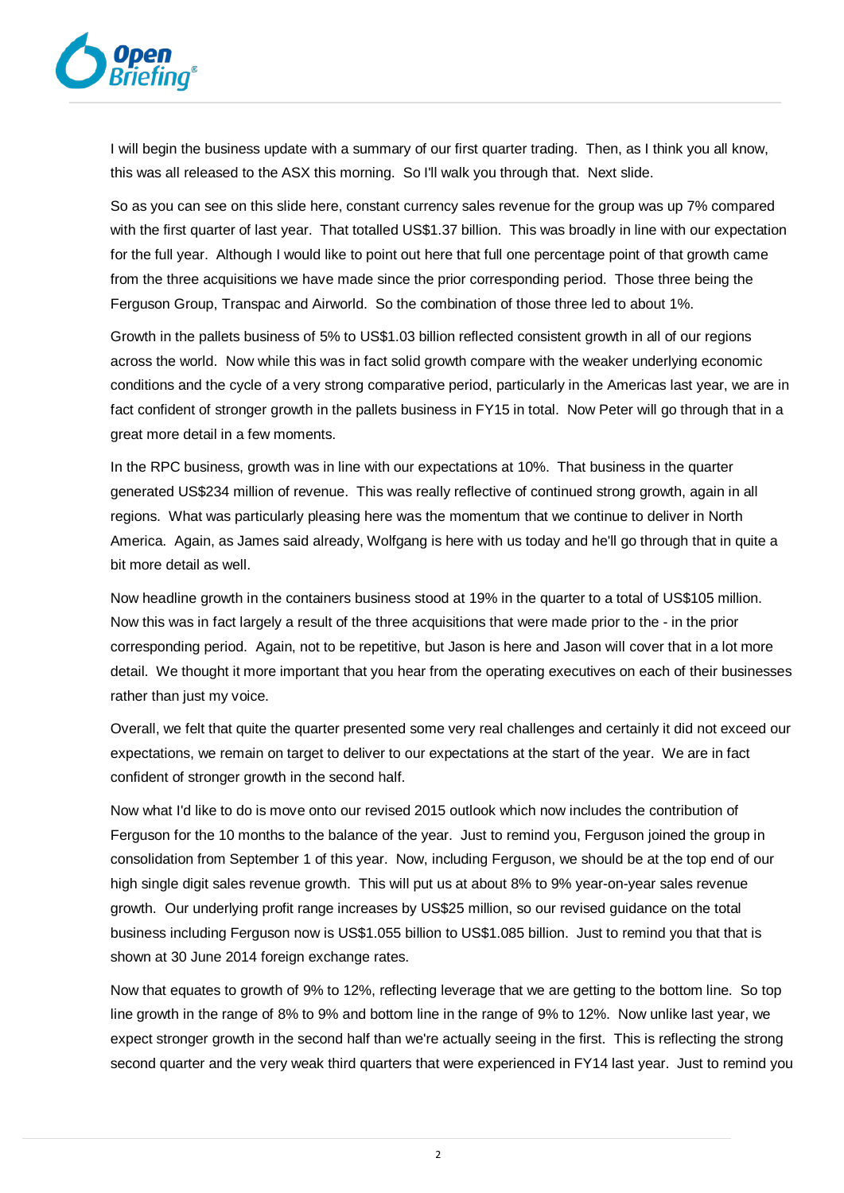I will begin the business update with a summary of our first quarter trading. Then, as I think you all know, this was all released to the ASX this morning. So I'll walk you through that. Next slide.

So as you can see on this slide here, constant currency sales revenue for the group was up 7% compared with the first quarter of last year. That totalled US$1.37 billion. This was broadly in line with our expectation for the full year. Although I would like to point out here that full one percentage point of that growth came from the three acquisitions we have made since the prior corresponding period. Those three being the Ferguson Group, Transpac and Airworld. So the combination of those three led to about 1%.

Growth in the pallets business of 5% to US$1.03 billion reflected consistent growth in all of our regions across the world. Now while this was in fact solid growth compare with the weaker underlying economic conditions and the cycle of a very strong comparative period, particularly in the Americas last year, we are in fact confident of stronger growth in the pallets business in FY15 in total. Now Peter will go through that in a great more detail in a few moments.

In the RPC business, growth was in line with our expectations at 10%. That business in the quarter generated US$234 million of revenue. This was really reflective of continued strong growth, again in all regions. What was particularly pleasing here was the momentum that we continue to deliver in North America. Again, as James said already, Wolfgang is here with us today and he'll go through that in quite a bit more detail as well.

Now headline growth in the containers business stood at 19% in the quarter to a total of US$105 million. Now this was in fact largely a result of the three acquisitions that were made prior to the - in the prior corresponding period. Again, not to be repetitive, but Jason is here and Jason will cover that in a lot more detail. We thought it more important that you hear from the operating executives on each of their businesses rather than just my voice.

Overall, we felt that quite the quarter presented some very real challenges and certainly it did not exceed our expectations, we remain on target to deliver to our expectations at the start of the year. We are in fact confident of stronger growth in the second half.

Now what I'd like to do is move onto our revised 2015 outlook which now includes the contribution of Ferguson for the 10 months to the balance of the year. Just to remind you, Ferguson joined the group in consolidation from September 1 of this year. Now, including Ferguson, we should be at the top end of our high single digit sales revenue growth. This will put us at about 8% to 9% year-on-year sales revenue growth. Our underlying profit range increases by US$25 million, so our revised guidance on the total business including Ferguson now is US$1.055 billion to US$1.085 billion. Just to remind you that that is shown at 30 June 2014 foreign exchange rates.

Now that equates to growth of 9% to 12%, reflecting leverage that we are getting to the bottom line. So top line growth in the range of 8% to 9% and bottom line in the range of 9% to 12%. Now unlike last year, we expect stronger growth in the second half than we're actually seeing in the first. This is reflecting the strong second quarter and the very weak third quarters that were experienced in FY14 last year. Just to remind you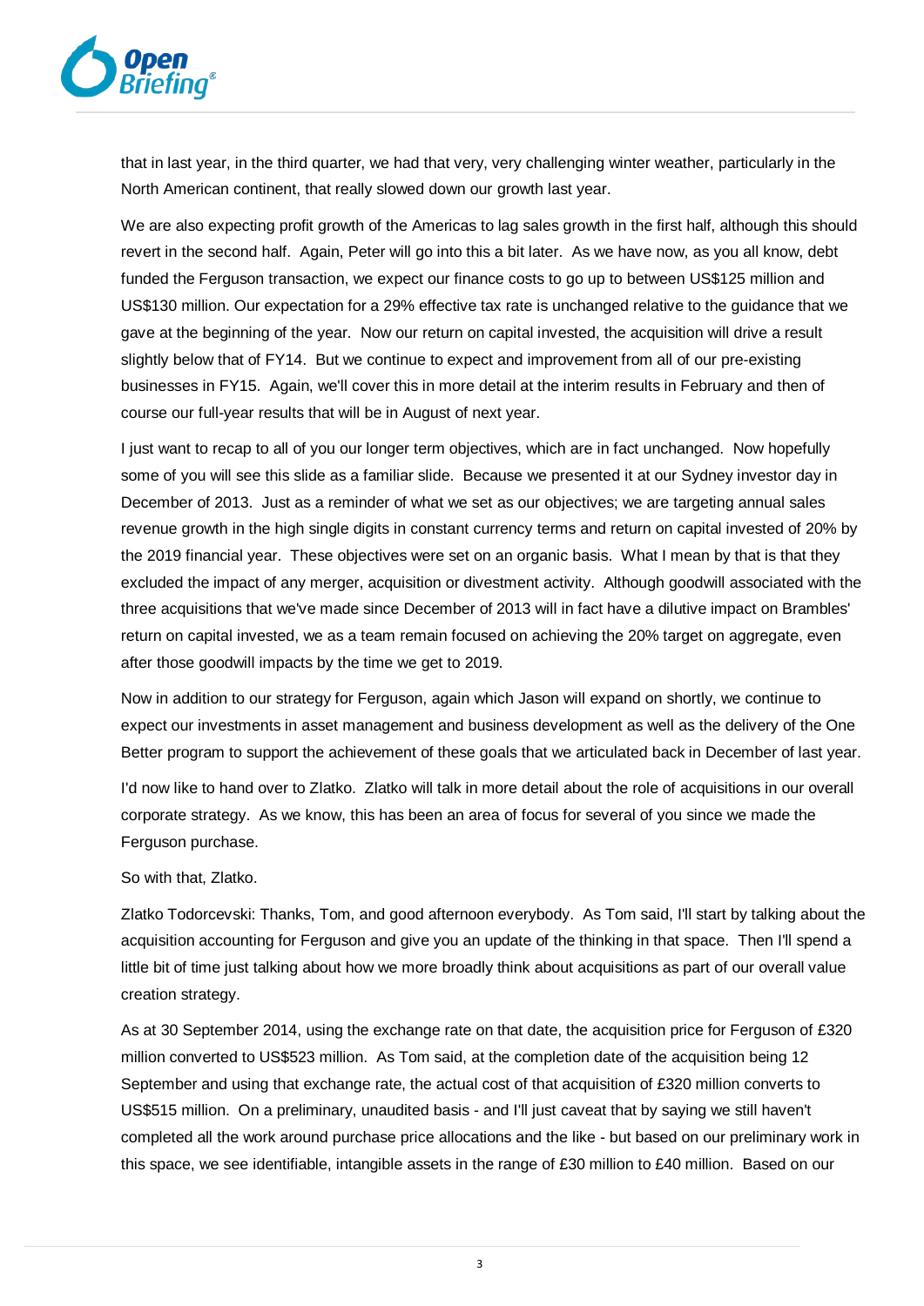that in last year, in the third quarter, we had that very, very challenging winter weather, particularly in the North American continent, that really slowed down our growth last year.

We are also expecting profit growth of the Americas to lag sales growth in the first half, although this should revert in the second half. Again, Peter will go into this a bit later. As we have now, as you all know, debt funded the Ferguson transaction, we expect our finance costs to go up to between US$125 million and US$130 million. Our expectation for a 29% effective tax rate is unchanged relative to the guidance that we gave at the beginning of the year. Now our return on capital invested, the acquisition will drive a result slightly below that of FY14. But we continue to expect and improvement from all of our pre-existing businesses in FY15. Again, we'll cover this in more detail at the interim results in February and then of course our full-year results that will be in August of next year.

I just want to recap to all of you our longer term objectives, which are in fact unchanged. Now hopefully some of you will see this slide as a familiar slide. Because we presented it at our Sydney investor day in December of 2013. Just as a reminder of what we set as our objectives; we are targeting annual sales revenue growth in the high single digits in constant currency terms and return on capital invested of 20% by the 2019 financial year. These objectives were set on an organic basis. What I mean by that is that they excluded the impact of any merger, acquisition or divestment activity. Although goodwill associated with the three acquisitions that we've made since December of 2013 will in fact have a dilutive impact on Brambles' return on capital invested, we as a team remain focused on achieving the 20% target on aggregate, even after those goodwill impacts by the time we get to 2019.

Now in addition to our strategy for Ferguson, again which Jason will expand on shortly, we continue to expect our investments in asset management and business development as well as the delivery of the One Better program to support the achievement of these goals that we articulated back in December of last year.

I'd now like to hand over to Zlatko. Zlatko will talk in more detail about the role of acquisitions in our overall corporate strategy. As we know, this has been an area of focus for several of you since we made the Ferguson purchase.

So with that, Zlatko.

Zlatko Todorcevski: Thanks, Tom, and good afternoon everybody. As Tom said, I'll start by talking about the acquisition accounting for Ferguson and give you an update of the thinking in that space. Then I'll spend a little bit of time just talking about how we more broadly think about acquisitions as part of our overall value creation strategy.

As at 30 September 2014, using the exchange rate on that date, the acquisition price for Ferguson of £320 million converted to US$523 million. As Tom said, at the completion date of the acquisition being 12 September and using that exchange rate, the actual cost of that acquisition of £320 million converts to US$515 million. On a preliminary, unaudited basis - and I'll just caveat that by saying we still haven't completed all the work around purchase price allocations and the like - but based on our preliminary work in this space, we see identifiable, intangible assets in the range of £30 million to £40 million. Based on our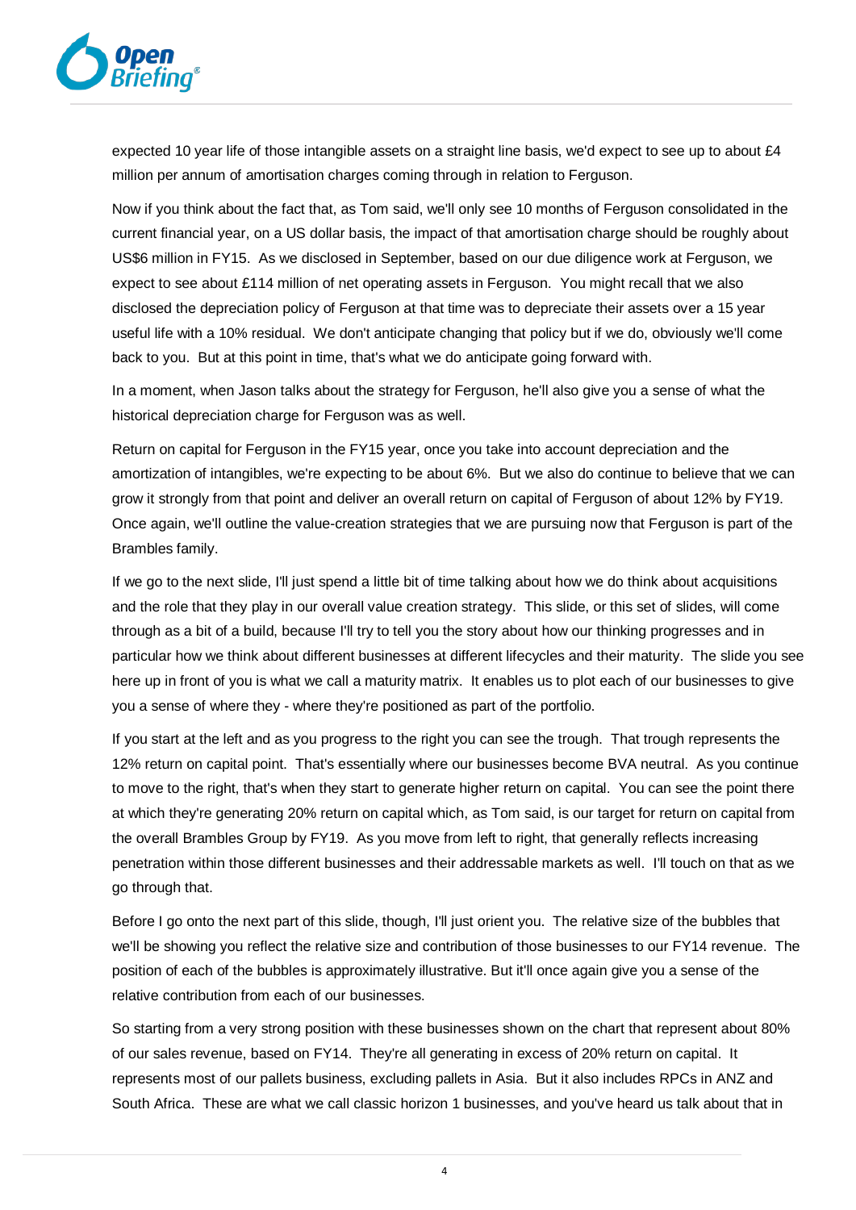expected 10 year life of those intangible assets on a straight line basis, we'd expect to see up to about £4 million per annum of amortisation charges coming through in relation to Ferguson.

Now if you think about the fact that, as Tom said, we'll only see 10 months of Ferguson consolidated in the current financial year, on a US dollar basis, the impact of that amortisation charge should be roughly about US$6 million in FY15. As we disclosed in September, based on our due diligence work at Ferguson, we expect to see about £114 million of net operating assets in Ferguson. You might recall that we also disclosed the depreciation policy of Ferguson at that time was to depreciate their assets over a 15 year useful life with a 10% residual. We don't anticipate changing that policy but if we do, obviously we'll come back to you. But at this point in time, that's what we do anticipate going forward with.

In a moment, when Jason talks about the strategy for Ferguson, he'll also give you a sense of what the historical depreciation charge for Ferguson was as well.

Return on capital for Ferguson in the FY15 year, once you take into account depreciation and the amortization of intangibles, we're expecting to be about 6%. But we also do continue to believe that we can grow it strongly from that point and deliver an overall return on capital of Ferguson of about 12% by FY19. Once again, we'll outline the value-creation strategies that we are pursuing now that Ferguson is part of the Brambles family.

If we go to the next slide, I'll just spend a little bit of time talking about how we do think about acquisitions and the role that they play in our overall value creation strategy. This slide, or this set of slides, will come through as a bit of a build, because I'll try to tell you the story about how our thinking progresses and in particular how we think about different businesses at different lifecycles and their maturity. The slide you see here up in front of you is what we call a maturity matrix. It enables us to plot each of our businesses to give you a sense of where they - where they're positioned as part of the portfolio.

If you start at the left and as you progress to the right you can see the trough. That trough represents the 12% return on capital point. That's essentially where our businesses become BVA neutral. As you continue to move to the right, that's when they start to generate higher return on capital. You can see the point there at which they're generating 20% return on capital which, as Tom said, is our target for return on capital from the overall Brambles Group by FY19. As you move from left to right, that generally reflects increasing penetration within those different businesses and their addressable markets as well. I'll touch on that as we go through that.

Before I go onto the next part of this slide, though, I'll just orient you. The relative size of the bubbles that we'll be showing you reflect the relative size and contribution of those businesses to our FY14 revenue. The position of each of the bubbles is approximately illustrative. But it'll once again give you a sense of the relative contribution from each of our businesses.

So starting from a very strong position with these businesses shown on the chart that represent about 80% of our sales revenue, based on FY14. They're all generating in excess of 20% return on capital. It represents most of our pallets business, excluding pallets in Asia. But it also includes RPCs in ANZ and South Africa. These are what we call classic horizon 1 businesses, and you've heard us talk about that in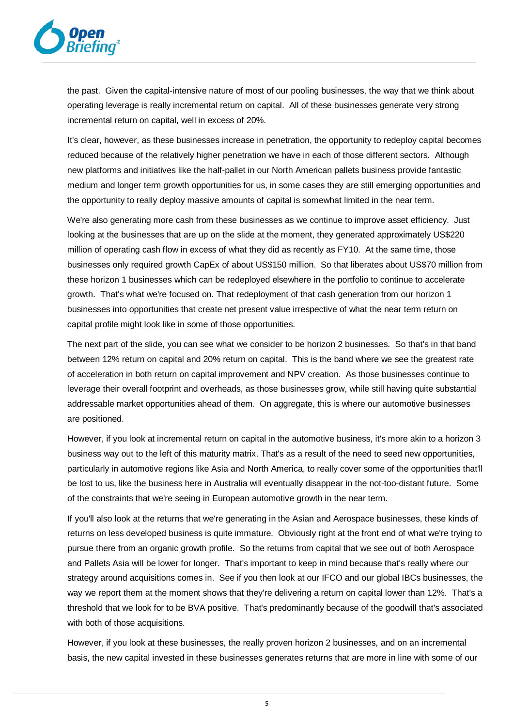the past. Given the capital-intensive nature of most of our pooling businesses, the way that we think about operating leverage is really incremental return on capital. All of these businesses generate very strong incremental return on capital, well in excess of 20%.

It's clear, however, as these businesses increase in penetration, the opportunity to redeploy capital becomes reduced because of the relatively higher penetration we have in each of those different sectors. Although new platforms and initiatives like the half-pallet in our North American pallets business provide fantastic medium and longer term growth opportunities for us, in some cases they are still emerging opportunities and the opportunity to really deploy massive amounts of capital is somewhat limited in the near term.

We're also generating more cash from these businesses as we continue to improve asset efficiency. Just looking at the businesses that are up on the slide at the moment, they generated approximately US$220 million of operating cash flow in excess of what they did as recently as FY10. At the same time, those businesses only required growth CapEx of about US$150 million. So that liberates about US$70 million from these horizon 1 businesses which can be redeployed elsewhere in the portfolio to continue to accelerate growth. That's what we're focused on. That redeployment of that cash generation from our horizon 1 businesses into opportunities that create net present value irrespective of what the near term return on capital profile might look like in some of those opportunities.

The next part of the slide, you can see what we consider to be horizon 2 businesses. So that's in that band between 12% return on capital and 20% return on capital. This is the band where we see the greatest rate of acceleration in both return on capital improvement and NPV creation. As those businesses continue to leverage their overall footprint and overheads, as those businesses grow, while still having quite substantial addressable market opportunities ahead of them. On aggregate, this is where our automotive businesses are positioned.

However, if you look at incremental return on capital in the automotive business, it's more akin to a horizon 3 business way out to the left of this maturity matrix. That's as a result of the need to seed new opportunities, particularly in automotive regions like Asia and North America, to really cover some of the opportunities that'll be lost to us, like the business here in Australia will eventually disappear in the not-too-distant future. Some of the constraints that we're seeing in European automotive growth in the near term.

If you'll also look at the returns that we're generating in the Asian and Aerospace businesses, these kinds of returns on less developed business is quite immature. Obviously right at the front end of what we're trying to pursue there from an organic growth profile. So the returns from capital that we see out of both Aerospace and Pallets Asia will be lower for longer. That's important to keep in mind because that's really where our strategy around acquisitions comes in. See if you then look at our IFCO and our global IBCs businesses, the way we report them at the moment shows that they're delivering a return on capital lower than 12%. That's a threshold that we look for to be BVA positive. That's predominantly because of the goodwill that's associated with both of those acquisitions.

However, if you look at these businesses, the really proven horizon 2 businesses, and on an incremental basis, the new capital invested in these businesses generates returns that are more in line with some of our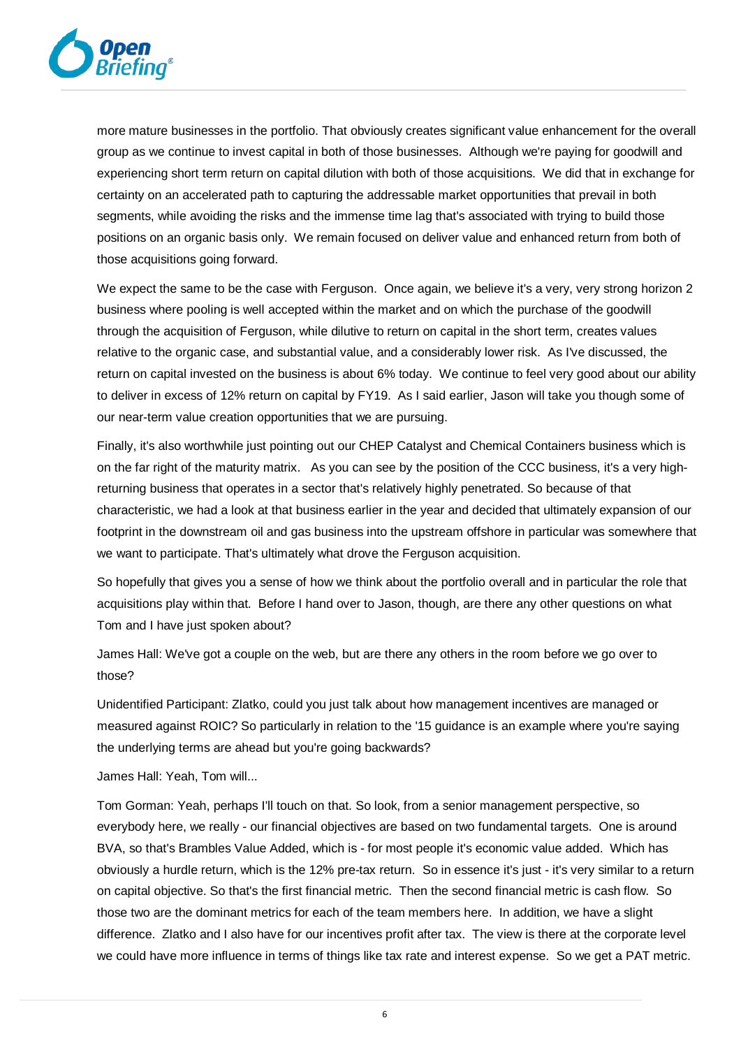more mature businesses in the portfolio. That obviously creates significant value enhancement for the overall group as we continue to invest capital in both of those businesses. Although we're paying for goodwill and experiencing short term return on capital dilution with both of those acquisitions. We did that in exchange for certainty on an accelerated path to capturing the addressable market opportunities that prevail in both segments, while avoiding the risks and the immense time lag that's associated with trying to build those positions on an organic basis only. We remain focused on deliver value and enhanced return from both of those acquisitions going forward.

We expect the same to be the case with Ferguson. Once again, we believe it's a very, very strong horizon 2 business where pooling is well accepted within the market and on which the purchase of the goodwill through the acquisition of Ferguson, while dilutive to return on capital in the short term, creates values relative to the organic case, and substantial value, and a considerably lower risk. As I've discussed, the return on capital invested on the business is about 6% today. We continue to feel very good about our ability to deliver in excess of 12% return on capital by FY19. As I said earlier, Jason will take you though some of our near-term value creation opportunities that we are pursuing.

Finally, it's also worthwhile just pointing out our CHEP Catalyst and Chemical Containers business which is on the far right of the maturity matrix. As you can see by the position of the CCC business, it's a very high-returning business that operates in a sector that's relatively highly penetrated. So because of that characteristic, we had a look at that business earlier in the year and decided that ultimately expansion of our footprint in the downstream oil and gas business into the upstream offshore in particular was somewhere that we want to participate. That's ultimately what drove the Ferguson acquisition.

So hopefully that gives you a sense of how we think about the portfolio overall and in particular the role that acquisitions play within that. Before I hand over to Jason, though, are there any other questions on what Tom and I have just spoken about?

James Hall: We've got a couple on the web, but are there any others in the room before we go over to those?

Unidentified Participant: Zlatko, could you just talk about how management incentives are managed or measured against ROIC? So particularly in relation to the '15 guidance is an example where you're saying the underlying terms are ahead but you're going backwards?

James Hall: Yeah, Tom will...

Tom Gorman: Yeah, perhaps I'll touch on that. So look, from a senior management perspective, so everybody here, we really - our financial objectives are based on two fundamental targets. One is around BVA, so that's Brambles Value Added, which is - for most people it's economic value added. Which has obviously a hurdle return, which is the 12% pre-tax return. So in essence it's just - it's very similar to a return on capital objective. So that's the first financial metric. Then the second financial metric is cash flow. So those two are the dominant metrics for each of the team members here. In addition, we have a slight difference. Zlatko and I also have for our incentives profit after tax. The view is there at the corporate level we could have more influence in terms of things like tax rate and interest expense. So we get a PAT metric.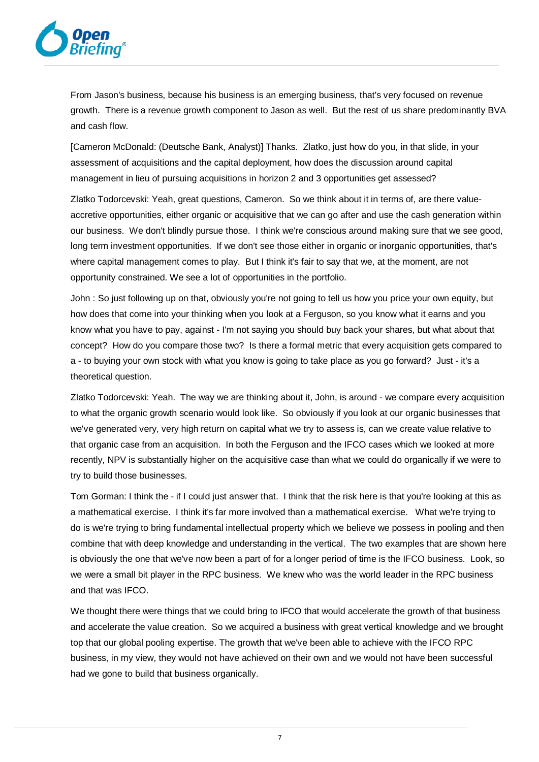From Jason's business, because his business is an emerging business, that's very focused on revenue growth. There is a revenue growth component to Jason as well. But the rest of us share predominantly BVA and cash flow.

[Cameron McDonald: (Deutsche Bank, Analyst)] Thanks. Zlatko, just how do you, in that slide, in your assessment of acquisitions and the capital deployment, how does the discussion around capital management in lieu of pursuing acquisitions in horizon 2 and 3 opportunities get assessed?

Zlatko Todorcevski: Yeah, great questions, Cameron. So we think about it in terms of, are there value-accretive opportunities, either organic or acquisitive that we can go after and use the cash generation within our business. We don't blindly pursue those. I think we're conscious around making sure that we see good, long term investment opportunities. If we don't see those either in organic or inorganic opportunities, that's where capital management comes to play. But I think it's fair to say that we, at the moment, are not opportunity constrained. We see a lot of opportunities in the portfolio.

John : So just following up on that, obviously you're not going to tell us how you price your own equity, but how does that come into your thinking when you look at a Ferguson, so you know what it earns and you know what you have to pay, against - I'm not saying you should buy back your shares, but what about that concept? How do you compare those two? Is there a formal metric that every acquisition gets compared to a - to buying your own stock with what you know is going to take place as you go forward? Just - it's a theoretical question.

Zlatko Todorcevski: Yeah. The way we are thinking about it, John, is around - we compare every acquisition to what the organic growth scenario would look like. So obviously if you look at our organic businesses that we've generated very, very high return on capital what we try to assess is, can we create value relative to that organic case from an acquisition. In both the Ferguson and the IFCO cases which we looked at more recently, NPV is substantially higher on the acquisitive case than what we could do organically if we were to try to build those businesses.

Tom Gorman: I think the - if I could just answer that. I think that the risk here is that you're looking at this as a mathematical exercise. I think it's far more involved than a mathematical exercise. What we're trying to do is we're trying to bring fundamental intellectual property which we believe we possess in pooling and then combine that with deep knowledge and understanding in the vertical. The two examples that are shown here is obviously the one that we've now been a part of for a longer period of time is the IFCO business. Look, so we were a small bit player in the RPC business. We knew who was the world leader in the RPC business and that was IFCO.

We thought there were things that we could bring to IFCO that would accelerate the growth of that business and accelerate the value creation. So we acquired a business with great vertical knowledge and we brought top that our global pooling expertise. The growth that we've been able to achieve with the IFCO RPC business, in my view, they would not have achieved on their own and we would not have been successful had we gone to build that business organically.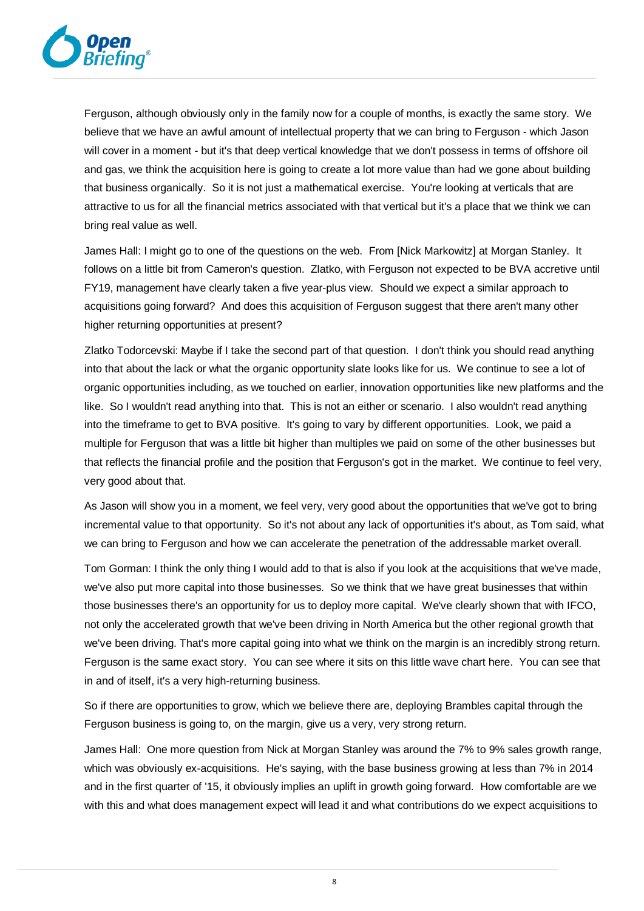Ferguson, although obviously only in the family now for a couple of months, is exactly the same story. We believe that we have an awful amount of intellectual property that we can bring to Ferguson - which Jason will cover in a moment - but it's that deep vertical knowledge that we don't possess in terms of offshore oil and gas, we think the acquisition here is going to create a lot more value than had we gone about building that business organically. So it is not just a mathematical exercise. You're looking at verticals that are attractive to us for all the financial metrics associated with that vertical but it's a place that we think we can bring real value as well.

James Hall: I might go to one of the questions on the web. From [Nick Markowitz] at Morgan Stanley. It follows on a little bit from Cameron's question. Zlatko, with Ferguson not expected to be BVA accretive until FY19, management have clearly taken a five year-plus view. Should we expect a similar approach to acquisitions going forward? And does this acquisition of Ferguson suggest that there aren't many other higher returning opportunities at present?

Zlatko Todorcevski: Maybe if I take the second part of that question. I don't think you should read anything into that about the lack or what the organic opportunity slate looks like for us. We continue to see a lot of organic opportunities including, as we touched on earlier, innovation opportunities like new platforms and the like. So I wouldn't read anything into that. This is not an either or scenario. I also wouldn't read anything into the timeframe to get to BVA positive. It's going to vary by different opportunities. Look, we paid a multiple for Ferguson that was a little bit higher than multiples we paid on some of the other businesses but that reflects the financial profile and the position that Ferguson's got in the market. We continue to feel very, very good about that.

As Jason will show you in a moment, we feel very, very good about the opportunities that we've got to bring incremental value to that opportunity. So it's not about any lack of opportunities it's about, as Tom said, what we can bring to Ferguson and how we can accelerate the penetration of the addressable market overall.

Tom Gorman: I think the only thing I would add to that is also if you look at the acquisitions that we've made, we've also put more capital into those businesses. So we think that we have great businesses that within those businesses there's an opportunity for us to deploy more capital. We've clearly shown that with IFCO, not only the accelerated growth that we've been driving in North America but the other regional growth that we've been driving. That's more capital going into what we think on the margin is an incredibly strong return. Ferguson is the same exact story. You can see where it sits on this little wave chart here. You can see that in and of itself, it's a very high-returning business.

So if there are opportunities to grow, which we believe there are, deploying Brambles capital through the Ferguson business is going to, on the margin, give us a very, very strong return.

James Hall: One more question from Nick at Morgan Stanley was around the 7% to 9% sales growth range, which was obviously ex-acquisitions. He's saying, with the base business growing at less than 7% in 2014 and in the first quarter of '15, it obviously implies an uplift in growth going forward. How comfortable are we with this and what does management expect will lead it and what contributions do we expect acquisitions to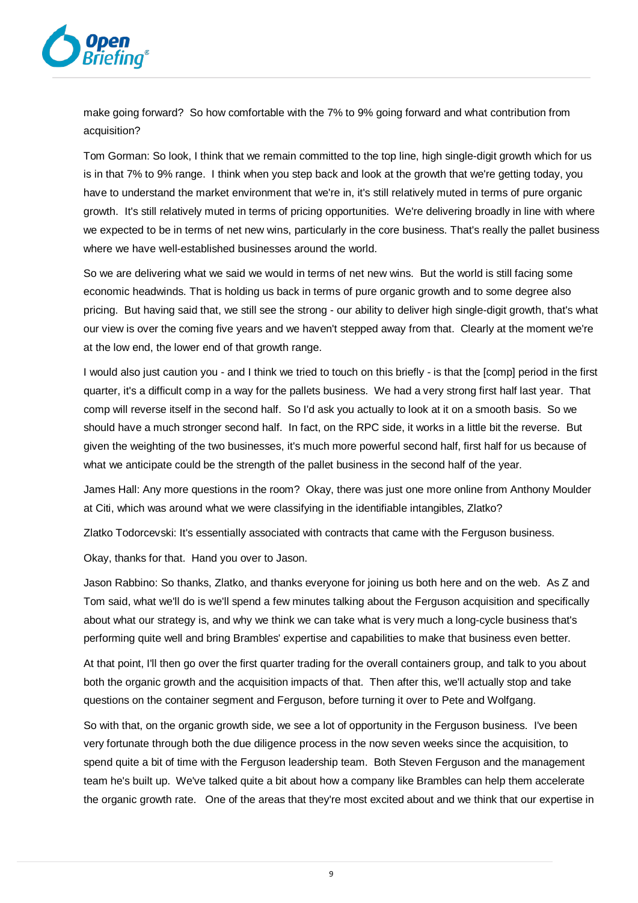make going forward? So how comfortable with the 7% to 9% going forward and what contribution from acquisition?

Tom Gorman: So look, I think that we remain committed to the top line, high single-digit growth which for us is in that 7% to 9% range. I think when you step back and look at the growth that we're getting today, you have to understand the market environment that we're in, it's still relatively muted in terms of pure organic growth. It's still relatively muted in terms of pricing opportunities. We're delivering broadly in line with where we expected to be in terms of net new wins, particularly in the core business. That's really the pallet business where we have well-established businesses around the world.

So we are delivering what we said we would in terms of net new wins. But the world is still facing some economic headwinds. That is holding us back in terms of pure organic growth and to some degree also pricing. But having said that, we still see the strong - our ability to deliver high single-digit growth, that's what our view is over the coming five years and we haven't stepped away from that. Clearly at the moment we're at the low end, the lower end of that growth range.

I would also just caution you - and I think we tried to touch on this briefly - is that the [comp] period in the first quarter, it's a difficult comp in a way for the pallets business. We had a very strong first half last year. That comp will reverse itself in the second half. So I'd ask you actually to look at it on a smooth basis. So we should have a much stronger second half. In fact, on the RPC side, it works in a little bit the reverse. But given the weighting of the two businesses, it's much more powerful second half, first half for us because of what we anticipate could be the strength of the pallet business in the second half of the year.

James Hall: Any more questions in the room? Okay, there was just one more online from Anthony Moulder at Citi, which was around what we were classifying in the identifiable intangibles, Zlatko?

Zlatko Todorcevski: It's essentially associated with contracts that came with the Ferguson business.

Okay, thanks for that. Hand you over to Jason.

Jason Rabbino: So thanks, Zlatko, and thanks everyone for joining us both here and on the web. As Z and Tom said, what we'll do is we'll spend a few minutes talking about the Ferguson acquisition and specifically about what our strategy is, and why we think we can take what is very much a long-cycle business that's performing quite well and bring Brambles' expertise and capabilities to make that business even better.

At that point, I'll then go over the first quarter trading for the overall containers group, and talk to you about both the organic growth and the acquisition impacts of that. Then after this, we'll actually stop and take questions on the container segment and Ferguson, before turning it over to Pete and Wolfgang.

So with that, on the organic growth side, we see a lot of opportunity in the Ferguson business. I've been very fortunate through both the due diligence process in the now seven weeks since the acquisition, to spend quite a bit of time with the Ferguson leadership team. Both Steven Ferguson and the management team he's built up. We've talked quite a bit about how a company like Brambles can help them accelerate the organic growth rate. One of the areas that they're most excited about and we think that our expertise in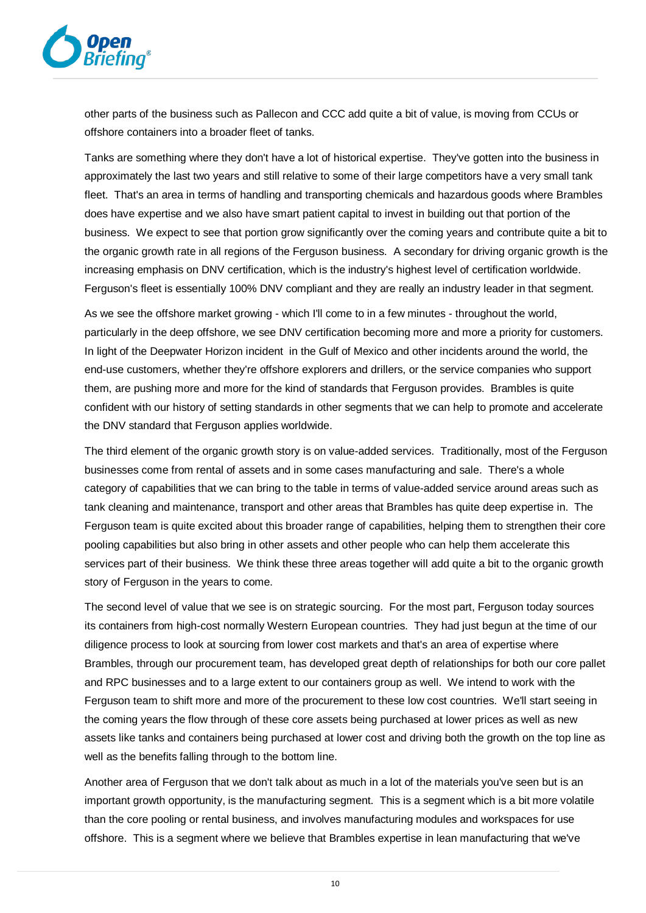other parts of the business such as Pallecon and CCC add quite a bit of value, is moving from CCUs or offshore containers into a broader fleet of tanks.

Tanks are something where they don't have a lot of historical expertise. They've gotten into the business in approximately the last two years and still relative to some of their large competitors have a very small tank fleet. That's an area in terms of handling and transporting chemicals and hazardous goods where Brambles does have expertise and we also have smart patient capital to invest in building out that portion of the business. We expect to see that portion grow significantly over the coming years and contribute quite a bit to the organic growth rate in all regions of the Ferguson business. A secondary for driving organic growth is the increasing emphasis on DNV certification, which is the industry's highest level of certification worldwide. Ferguson's fleet is essentially 100% DNV compliant and they are really an industry leader in that segment.

As we see the offshore market growing - which I'll come to in a few minutes - throughout the world, particularly in the deep offshore, we see DNV certification becoming more and more a priority for customers. In light of the Deepwater Horizon incident in the Gulf of Mexico and other incidents around the world, the end-use customers, whether they're offshore explorers and drillers, or the service companies who support them, are pushing more and more for the kind of standards that Ferguson provides. Brambles is quite confident with our history of setting standards in other segments that we can help to promote and accelerate the DNV standard that Ferguson applies worldwide.

The third element of the organic growth story is on value-added services. Traditionally, most of the Ferguson businesses come from rental of assets and in some cases manufacturing and sale. There's a whole category of capabilities that we can bring to the table in terms of value-added service around areas such as tank cleaning and maintenance, transport and other areas that Brambles has quite deep expertise in. The Ferguson team is quite excited about this broader range of capabilities, helping them to strengthen their core pooling capabilities but also bring in other assets and other people who can help them accelerate this services part of their business. We think these three areas together will add quite a bit to the organic growth story of Ferguson in the years to come.

The second level of value that we see is on strategic sourcing. For the most part, Ferguson today sources its containers from high-cost normally Western European countries. They had just begun at the time of our diligence process to look at sourcing from lower cost markets and that's an area of expertise where Brambles, through our procurement team, has developed great depth of relationships for both our core pallet and RPC businesses and to a large extent to our containers group as well. We intend to work with the Ferguson team to shift more and more of the procurement to these low cost countries. We'll start seeing in the coming years the flow through of these core assets being purchased at lower prices as well as new assets like tanks and containers being purchased at lower cost and driving both the growth on the top line as well as the benefits falling through to the bottom line.

Another area of Ferguson that we don't talk about as much in a lot of the materials you've seen but is an important growth opportunity, is the manufacturing segment. This is a segment which is a bit more volatile than the core pooling or rental business, and involves manufacturing modules and workspaces for use offshore. This is a segment where we believe that Brambles expertise in lean manufacturing that we've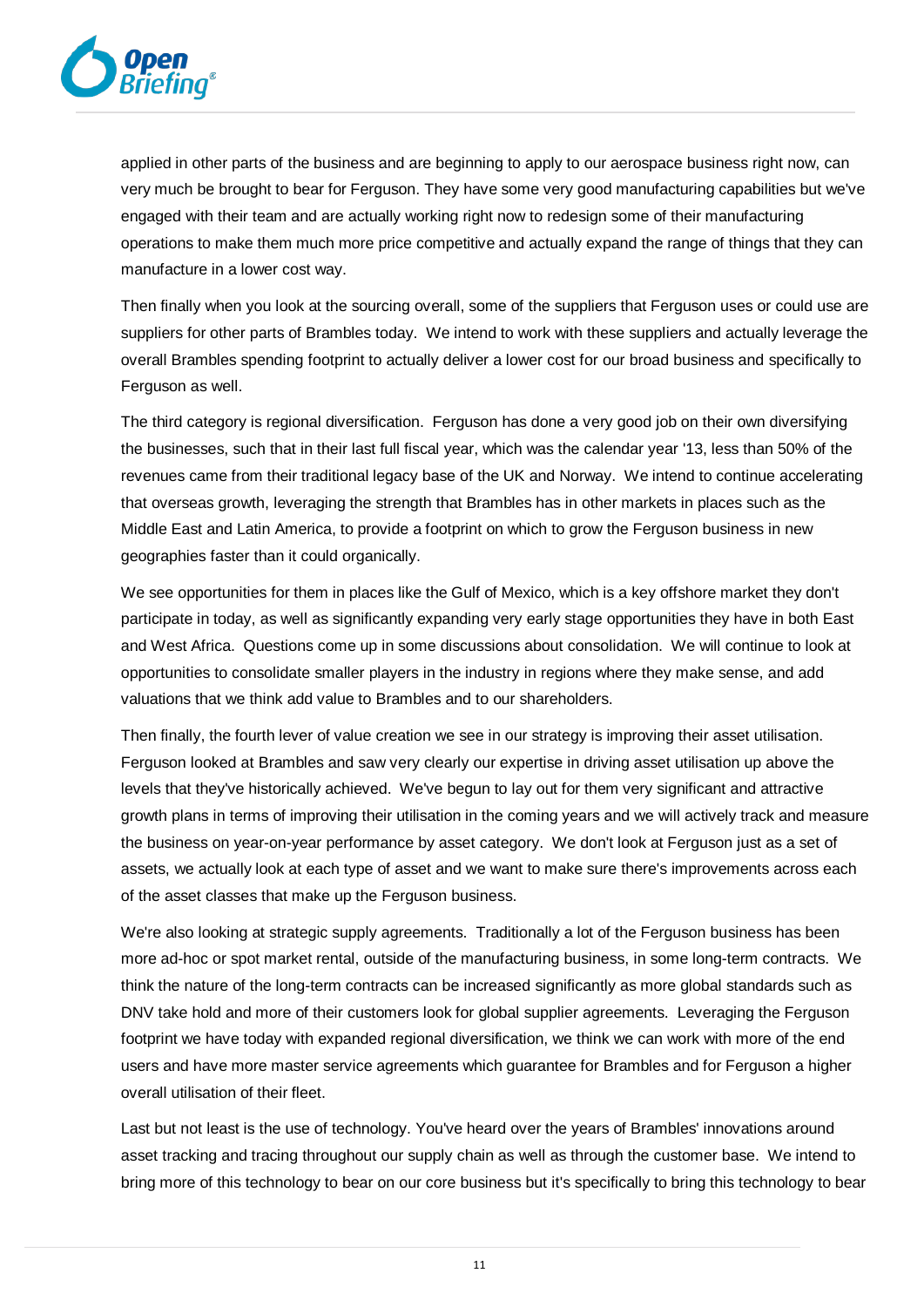applied in other parts of the business and are beginning to apply to our aerospace business right now, can very much be brought to bear for Ferguson. They have some very good manufacturing capabilities but we've engaged with their team and are actually working right now to redesign some of their manufacturing operations to make them much more price competitive and actually expand the range of things that they can manufacture in a lower cost way.

Then finally when you look at the sourcing overall, some of the suppliers that Ferguson uses or could use are suppliers for other parts of Brambles today. We intend to work with these suppliers and actually leverage the overall Brambles spending footprint to actually deliver a lower cost for our broad business and specifically to Ferguson as well.

The third category is regional diversification. Ferguson has done a very good job on their own diversifying the businesses, such that in their last full fiscal year, which was the calendar year '13, less than 50% of the revenues came from their traditional legacy base of the UK and Norway. We intend to continue accelerating that overseas growth, leveraging the strength that Brambles has in other markets in places such as the Middle East and Latin America, to provide a footprint on which to grow the Ferguson business in new geographies faster than it could organically.

We see opportunities for them in places like the Gulf of Mexico, which is a key offshore market they don't participate in today, as well as significantly expanding very early stage opportunities they have in both East and West Africa. Questions come up in some discussions about consolidation. We will continue to look at opportunities to consolidate smaller players in the industry in regions where they make sense, and add valuations that we think add value to Brambles and to our shareholders.

Then finally, the fourth lever of value creation we see in our strategy is improving their asset utilisation. Ferguson looked at Brambles and saw very clearly our expertise in driving asset utilisation up above the levels that they've historically achieved. We've begun to lay out for them very significant and attractive growth plans in terms of improving their utilisation in the coming years and we will actively track and measure the business on year-on-year performance by asset category. We don't look at Ferguson just as a set of assets, we actually look at each type of asset and we want to make sure there's improvements across each of the asset classes that make up the Ferguson business.

We're also looking at strategic supply agreements. Traditionally a lot of the Ferguson business has been more ad-hoc or spot market rental, outside of the manufacturing business, in some long-term contracts. We think the nature of the long-term contracts can be increased significantly as more global standards such as DNV take hold and more of their customers look for global supplier agreements. Leveraging the Ferguson footprint we have today with expanded regional diversification, we think we can work with more of the end users and have more master service agreements which guarantee for Brambles and for Ferguson a higher overall utilisation of their fleet.

Last but not least is the use of technology. You've heard over the years of Brambles' innovations around asset tracking and tracing throughout our supply chain as well as through the customer base. We intend to bring more of this technology to bear on our core business but it's specifically to bring this technology to bear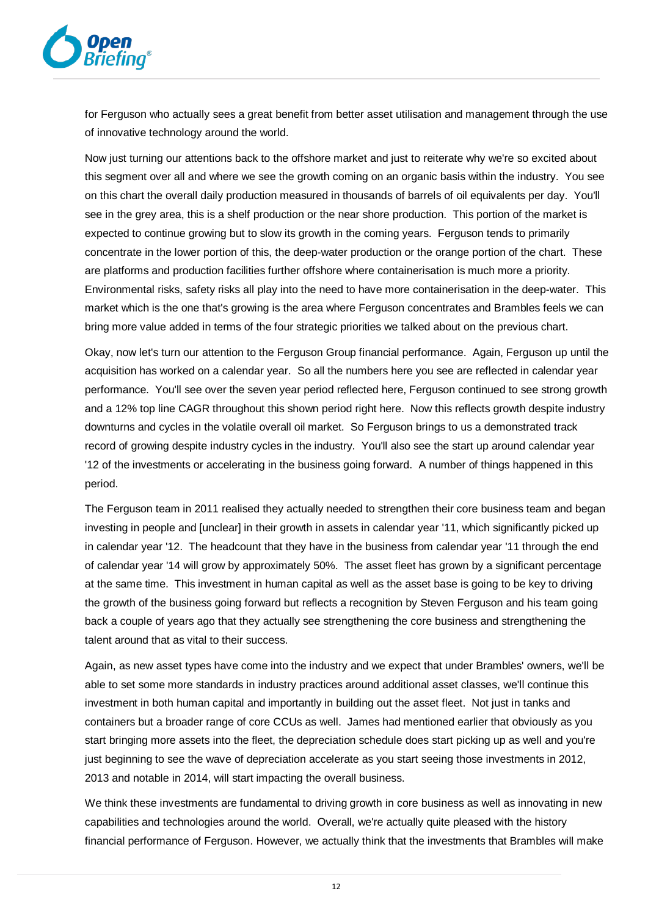for Ferguson who actually sees a great benefit from better asset utilisation and management through the use of innovative technology around the world.

Now just turning our attentions back to the offshore market and just to reiterate why we're so excited about this segment over all and where we see the growth coming on an organic basis within the industry. You see on this chart the overall daily production measured in thousands of barrels of oil equivalents per day. You'll see in the grey area, this is a shelf production or the near shore production. This portion of the market is expected to continue growing but to slow its growth in the coming years. Ferguson tends to primarily concentrate in the lower portion of this, the deep-water production or the orange portion of the chart. These are platforms and production facilities further offshore where containerisation is much more a priority. Environmental risks, safety risks all play into the need to have more containerisation in the deep-water. This market which is the one that's growing is the area where Ferguson concentrates and Brambles feels we can bring more value added in terms of the four strategic priorities we talked about on the previous chart.

Okay, now let's turn our attention to the Ferguson Group financial performance. Again, Ferguson up until the acquisition has worked on a calendar year. So all the numbers here you see are reflected in calendar year performance. You'll see over the seven year period reflected here, Ferguson continued to see strong growth and a 12% top line CAGR throughout this shown period right here. Now this reflects growth despite industry downturns and cycles in the volatile overall oil market. So Ferguson brings to us a demonstrated track record of growing despite industry cycles in the industry. You'll also see the start up around calendar year '12 of the investments or accelerating in the business going forward. A number of things happened in this period.

The Ferguson team in 2011 realised they actually needed to strengthen their core business team and began investing in people and [unclear] in their growth in assets in calendar year '11, which significantly picked up in calendar year '12. The headcount that they have in the business from calendar year '11 through the end of calendar year '14 will grow by approximately 50%. The asset fleet has grown by a significant percentage at the same time. This investment in human capital as well as the asset base is going to be key to driving the growth of the business going forward but reflects a recognition by Steven Ferguson and his team going back a couple of years ago that they actually see strengthening the core business and strengthening the talent around that as vital to their success.

Again, as new asset types have come into the industry and we expect that under Brambles' owners, we'll be able to set some more standards in industry practices around additional asset classes, we'll continue this investment in both human capital and importantly in building out the asset fleet. Not just in tanks and containers but a broader range of core CCUs as well. James had mentioned earlier that obviously as you start bringing more assets into the fleet, the depreciation schedule does start picking up as well and you're just beginning to see the wave of depreciation accelerate as you start seeing those investments in 2012, 2013 and notable in 2014, will start impacting the overall business.

We think these investments are fundamental to driving growth in core business as well as innovating in new capabilities and technologies around the world. Overall, we're actually quite pleased with the history financial performance of Ferguson. However, we actually think that the investments that Brambles will make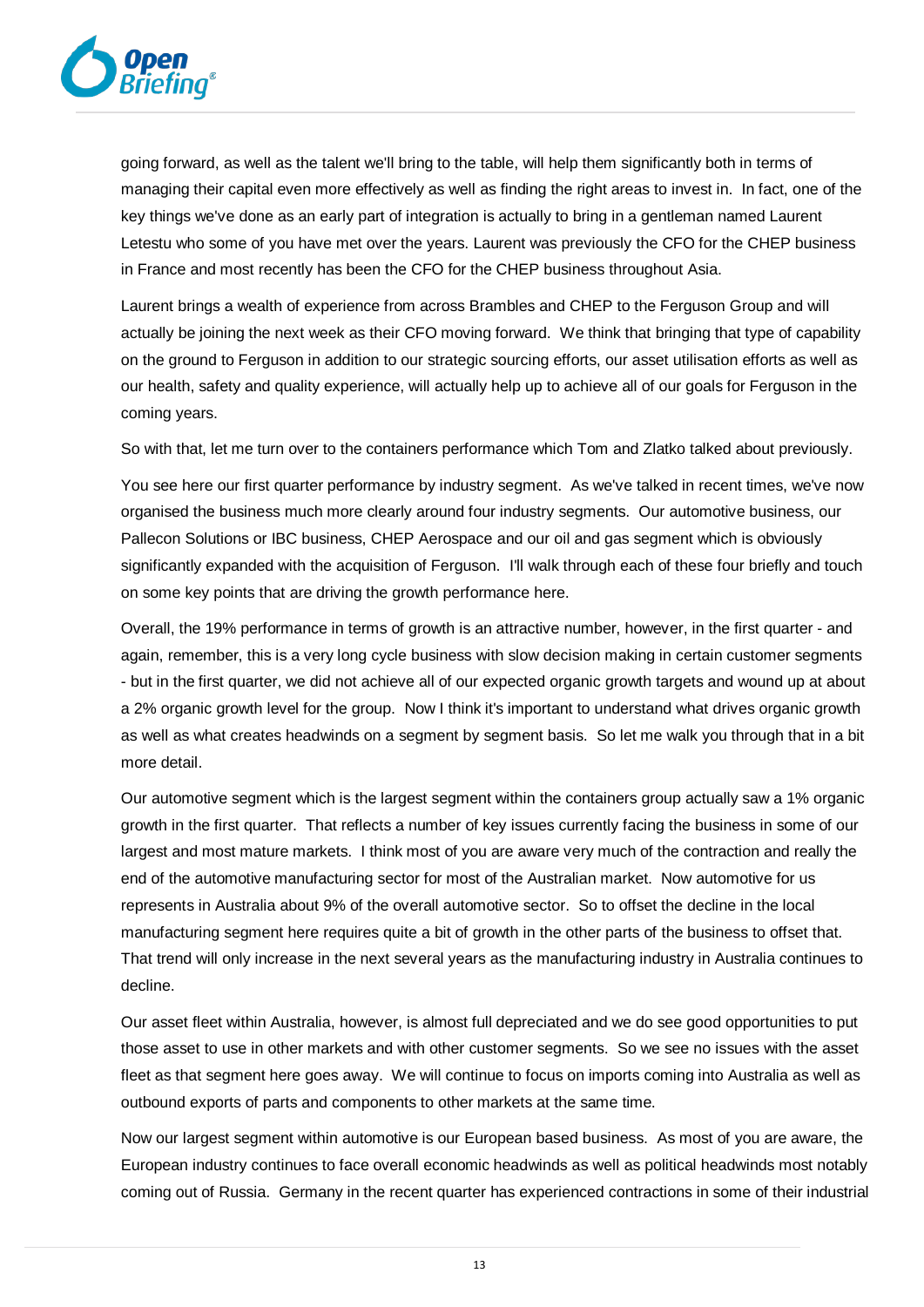going forward, as well as the talent we'll bring to the table, will help them significantly both in terms of managing their capital even more effectively as well as finding the right areas to invest in. In fact, one of the key things we've done as an early part of integration is actually to bring in a gentleman named Laurent Letestu who some of you have met over the years. Laurent was previously the CFO for the CHEP business in France and most recently has been the CFO for the CHEP business throughout Asia.

Laurent brings a wealth of experience from across Brambles and CHEP to the Ferguson Group and will actually be joining the next week as their CFO moving forward. We think that bringing that type of capability on the ground to Ferguson in addition to our strategic sourcing efforts, our asset utilisation efforts as well as our health, safety and quality experience, will actually help up to achieve all of our goals for Ferguson in the coming years.

So with that, let me turn over to the containers performance which Tom and Zlatko talked about previously.

You see here our first quarter performance by industry segment. As we've talked in recent times, we've now organised the business much more clearly around four industry segments. Our automotive business, our Pallecon Solutions or IBC business, CHEP Aerospace and our oil and gas segment which is obviously significantly expanded with the acquisition of Ferguson. I'll walk through each of these four briefly and touch on some key points that are driving the growth performance here.

Overall, the 19% performance in terms of growth is an attractive number, however, in the first quarter - and again, remember, this is a very long cycle business with slow decision making in certain customer segments - but in the first quarter, we did not achieve all of our expected organic growth targets and wound up at about a 2% organic growth level for the group. Now I think it's important to understand what drives organic growth as well as what creates headwinds on a segment by segment basis. So let me walk you through that in a bit more detail.

Our automotive segment which is the largest segment within the containers group actually saw a 1% organic growth in the first quarter. That reflects a number of key issues currently facing the business in some of our largest and most mature markets. I think most of you are aware very much of the contraction and really the end of the automotive manufacturing sector for most of the Australian market. Now automotive for us represents in Australia about 9% of the overall automotive sector. So to offset the decline in the local manufacturing segment here requires quite a bit of growth in the other parts of the business to offset that. That trend will only increase in the next several years as the manufacturing industry in Australia continues to decline.

Our asset fleet within Australia, however, is almost full depreciated and we do see good opportunities to put those asset to use in other markets and with other customer segments. So we see no issues with the asset fleet as that segment here goes away. We will continue to focus on imports coming into Australia as well as outbound exports of parts and components to other markets at the same time.

Now our largest segment within automotive is our European based business. As most of you are aware, the European industry continues to face overall economic headwinds as well as political headwinds most notably coming out of Russia. Germany in the recent quarter has experienced contractions in some of their industrial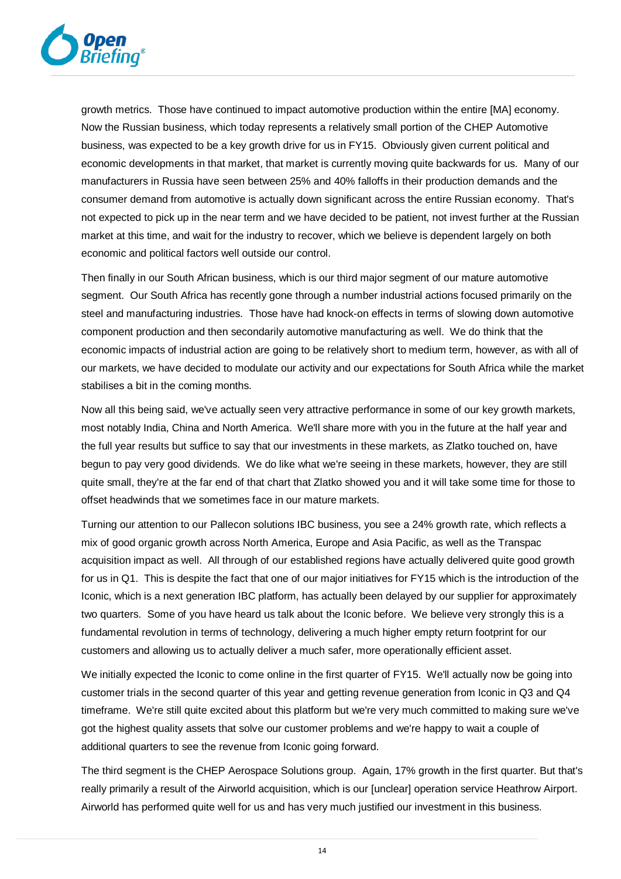growth metrics. Those have continued to impact automotive production within the entire [MA] economy. Now the Russian business, which today represents a relatively small portion of the CHEP Automotive business, was expected to be a key growth drive for us in FY15. Obviously given current political and economic developments in that market, that market is currently moving quite backwards for us. Many of our manufacturers in Russia have seen between 25% and 40% falloffs in their production demands and the consumer demand from automotive is actually down significant across the entire Russian economy. That's not expected to pick up in the near term and we have decided to be patient, not invest further at the Russian market at this time, and wait for the industry to recover, which we believe is dependent largely on both economic and political factors well outside our control.

Then finally in our South African business, which is our third major segment of our mature automotive segment. Our South Africa has recently gone through a number industrial actions focused primarily on the steel and manufacturing industries. Those have had knock-on effects in terms of slowing down automotive component production and then secondarily automotive manufacturing as well. We do think that the economic impacts of industrial action are going to be relatively short to medium term, however, as with all of our markets, we have decided to modulate our activity and our expectations for South Africa while the market stabilises a bit in the coming months.

Now all this being said, we've actually seen very attractive performance in some of our key growth markets, most notably India, China and North America. We'll share more with you in the future at the half year and the full year results but suffice to say that our investments in these markets, as Zlatko touched on, have begun to pay very good dividends. We do like what we're seeing in these markets, however, they are still quite small, they're at the far end of that chart that Zlatko showed you and it will take some time for those to offset headwinds that we sometimes face in our mature markets.

Turning our attention to our Pallecon solutions IBC business, you see a 24% growth rate, which reflects a mix of good organic growth across North America, Europe and Asia Pacific, as well as the Transpac acquisition impact as well. All through of our established regions have actually delivered quite good growth for us in Q1. This is despite the fact that one of our major initiatives for FY15 which is the introduction of the Iconic, which is a next generation IBC platform, has actually been delayed by our supplier for approximately two quarters. Some of you have heard us talk about the Iconic before. We believe very strongly this is a fundamental revolution in terms of technology, delivering a much higher empty return footprint for our customers and allowing us to actually deliver a much safer, more operationally efficient asset.

We initially expected the Iconic to come online in the first quarter of FY15. We'll actually now be going into customer trials in the second quarter of this year and getting revenue generation from Iconic in Q3 and Q4 timeframe. We're still quite excited about this platform but we're very much committed to making sure we've got the highest quality assets that solve our customer problems and we're happy to wait a couple of additional quarters to see the revenue from Iconic going forward.

The third segment is the CHEP Aerospace Solutions group. Again, 17% growth in the first quarter. But that's really primarily a result of the Airworld acquisition, which is our [unclear] operation service Heathrow Airport. Airworld has performed quite well for us and has very much justified our investment in this business.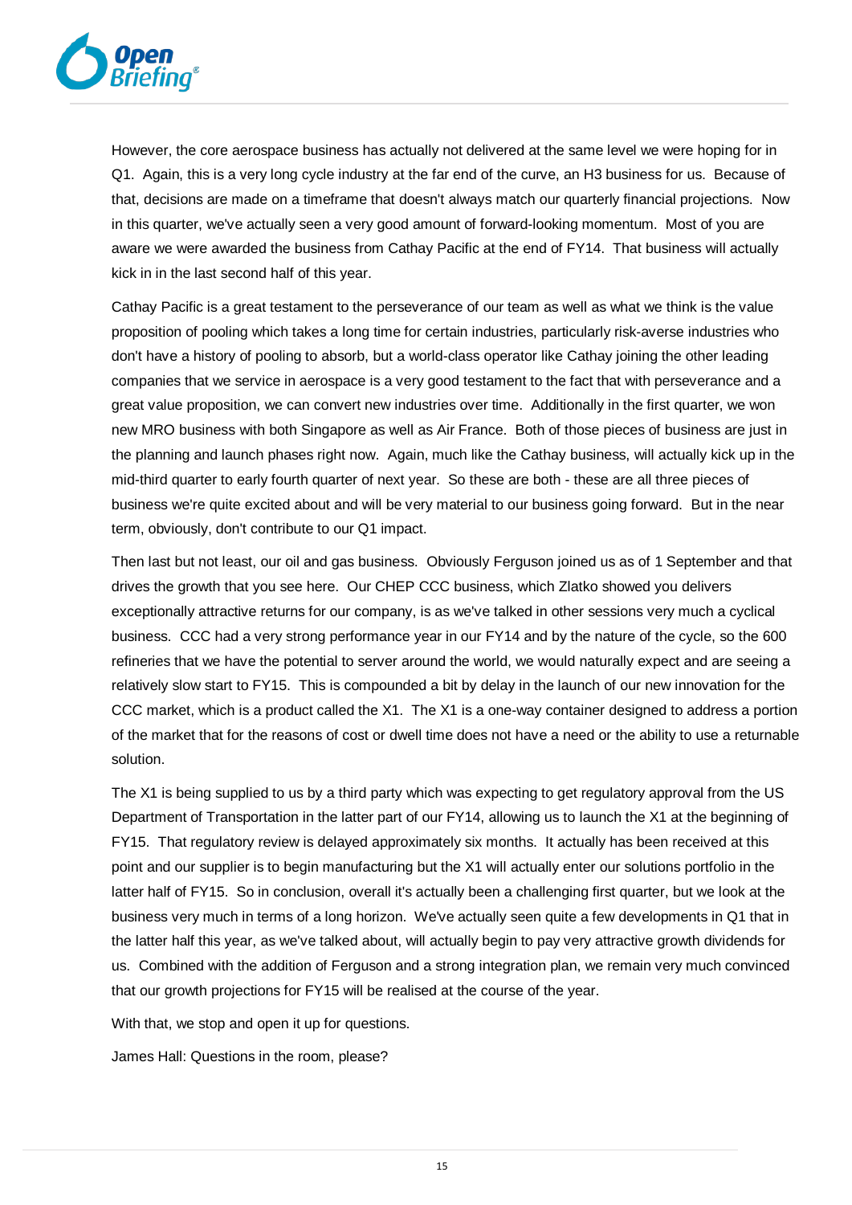However, the core aerospace business has actually not delivered at the same level we were hoping for in Q1. Again, this is a very long cycle industry at the far end of the curve, an H3 business for us. Because of that, decisions are made on a timeframe that doesn't always match our quarterly financial projections. Now in this quarter, we've actually seen a very good amount of forward-looking momentum. Most of you are aware we were awarded the business from Cathay Pacific at the end of FY14. That business will actually kick in in the last second half of this year.

Cathay Pacific is a great testament to the perseverance of our team as well as what we think is the value proposition of pooling which takes a long time for certain industries, particularly risk-averse industries who don't have a history of pooling to absorb, but a world-class operator like Cathay joining the other leading companies that we service in aerospace is a very good testament to the fact that with perseverance and a great value proposition, we can convert new industries over time. Additionally in the first quarter, we won new MRO business with both Singapore as well as Air France. Both of those pieces of business are just in the planning and launch phases right now. Again, much like the Cathay business, will actually kick up in the mid-third quarter to early fourth quarter of next year. So these are both - these are all three pieces of business we're quite excited about and will be very material to our business going forward. But in the near term, obviously, don't contribute to our Q1 impact.

Then last but not least, our oil and gas business. Obviously Ferguson joined us as of 1 September and that drives the growth that you see here. Our CHEP CCC business, which Zlatko showed you delivers exceptionally attractive returns for our company, is as we've talked in other sessions very much a cyclical business. CCC had a very strong performance year in our FY14 and by the nature of the cycle, so the 600 refineries that we have the potential to server around the world, we would naturally expect and are seeing a relatively slow start to FY15. This is compounded a bit by delay in the launch of our new innovation for the CCC market, which is a product called the X1. The X1 is a one-way container designed to address a portion of the market that for the reasons of cost or dwell time does not have a need or the ability to use a returnable solution.

The X1 is being supplied to us by a third party which was expecting to get regulatory approval from the US Department of Transportation in the latter part of our FY14, allowing us to launch the X1 at the beginning of FY15. That regulatory review is delayed approximately six months. It actually has been received at this point and our supplier is to begin manufacturing but the X1 will actually enter our solutions portfolio in the latter half of FY15. So in conclusion, overall it's actually been a challenging first quarter, but we look at the business very much in terms of a long horizon. We've actually seen quite a few developments in Q1 that in the latter half this year, as we've talked about, will actually begin to pay very attractive growth dividends for us. Combined with the addition of Ferguson and a strong integration plan, we remain very much convinced that our growth projections for FY15 will be realised at the course of the year.

With that, we stop and open it up for questions.

James Hall: Questions in the room, please?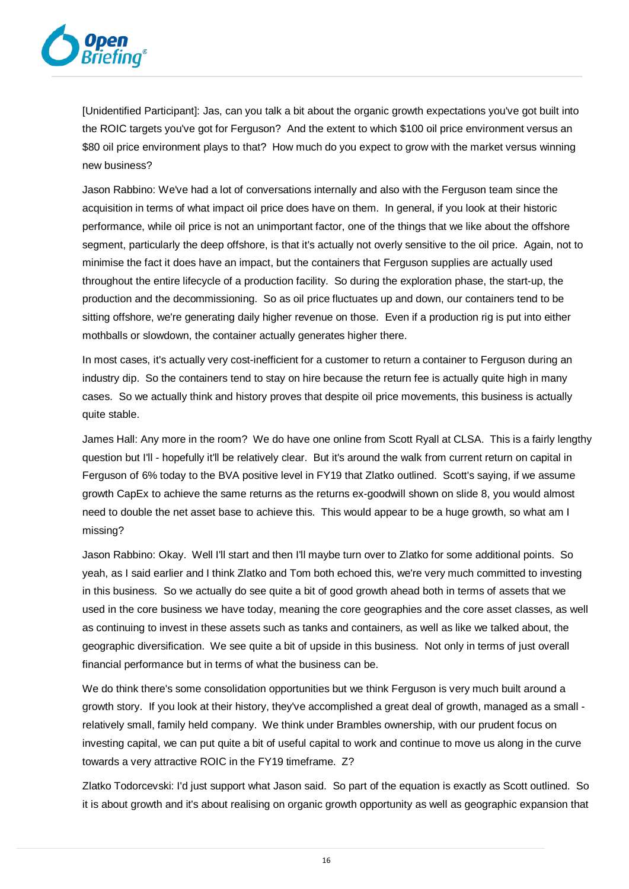[Unidentified Participant]: Jas, can you talk a bit about the organic growth expectations you've got built into the ROIC targets you've got for Ferguson? And the extent to which $100 oil price environment versus an $80 oil price environment plays to that? How much do you expect to grow with the market versus winning new business?

Jason Rabbino: We've had a lot of conversations internally and also with the Ferguson team since the acquisition in terms of what impact oil price does have on them. In general, if you look at their historic performance, while oil price is not an unimportant factor, one of the things that we like about the offshore segment, particularly the deep offshore, is that it's actually not overly sensitive to the oil price. Again, not to minimise the fact it does have an impact, but the containers that Ferguson supplies are actually used throughout the entire lifecycle of a production facility. So during the exploration phase, the start-up, the production and the decommissioning. So as oil price fluctuates up and down, our containers tend to be sitting offshore, we're generating daily higher revenue on those. Even if a production rig is put into either mothballs or slowdown, the container actually generates higher there.

In most cases, it's actually very cost-inefficient for a customer to return a container to Ferguson during an industry dip. So the containers tend to stay on hire because the return fee is actually quite high in many cases. So we actually think and history proves that despite oil price movements, this business is actually quite stable.

James Hall: Any more in the room? We do have one online from Scott Ryall at CLSA. This is a fairly lengthy question but I'll - hopefully it'll be relatively clear. But it's around the walk from current return on capital in Ferguson of 6% today to the BVA positive level in FY19 that Zlatko outlined. Scott's saying, if we assume growth CapEx to achieve the same returns as the returns ex-goodwill shown on slide 8, you would almost need to double the net asset base to achieve this. This would appear to be a huge growth, so what am I missing?

Jason Rabbino: Okay. Well I'll start and then I'll maybe turn over to Zlatko for some additional points. So yeah, as I said earlier and I think Zlatko and Tom both echoed this, we're very much committed to investing in this business. So we actually do see quite a bit of good growth ahead both in terms of assets that we used in the core business we have today, meaning the core geographies and the core asset classes, as well as continuing to invest in these assets such as tanks and containers, as well as like we talked about, the geographic diversification. We see quite a bit of upside in this business. Not only in terms of just overall financial performance but in terms of what the business can be.

We do think there's some consolidation opportunities but we think Ferguson is very much built around a growth story. If you look at their history, they've accomplished a great deal of growth, managed as a small - relatively small, family held company. We think under Brambles ownership, with our prudent focus on investing capital, we can put quite a bit of useful capital to work and continue to move us along in the curve towards a very attractive ROIC in the FY19 timeframe. Z?

Zlatko Todorcevski: I'd just support what Jason said. So part of the equation is exactly as Scott outlined. So it is about growth and it's about realising on organic growth opportunity as well as geographic expansion that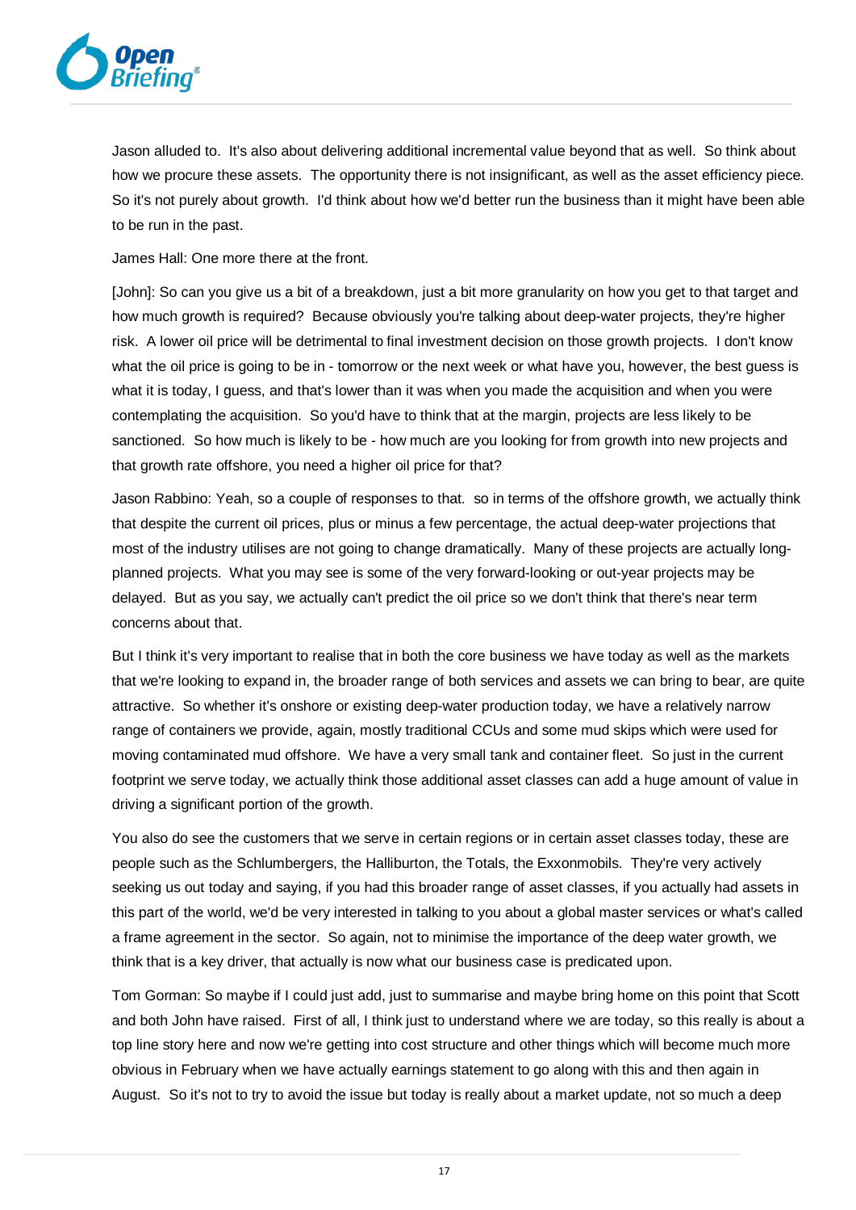Jason alluded to. It's also about delivering additional incremental value beyond that as well. So think about how we procure these assets. The opportunity there is not insignificant, as well as the asset efficiency piece. So it's not purely about growth. I'd think about how we'd better run the business than it might have been able to be run in the past.

James Hall: One more there at the front.

[John]: So can you give us a bit of a breakdown, just a bit more granularity on how you get to that target and how much growth is required? Because obviously you're talking about deep-water projects, they're higher risk. A lower oil price will be detrimental to final investment decision on those growth projects. I don't know what the oil price is going to be in - tomorrow or the next week or what have you, however, the best guess is what it is today, I guess, and that's lower than it was when you made the acquisition and when you were contemplating the acquisition. So you'd have to think that at the margin, projects are less likely to be sanctioned. So how much is likely to be - how much are you looking for from growth into new projects and that growth rate offshore, you need a higher oil price for that?

Jason Rabbino: Yeah, so a couple of responses to that. so in terms of the offshore growth, we actually think that despite the current oil prices, plus or minus a few percentage, the actual deep-water projections that most of the industry utilises are not going to change dramatically. Many of these projects are actually long-planned projects. What you may see is some of the very forward-looking or out-year projects may be delayed. But as you say, we actually can't predict the oil price so we don't think that there's near term concerns about that.

But I think it's very important to realise that in both the core business we have today as well as the markets that we're looking to expand in, the broader range of both services and assets we can bring to bear, are quite attractive. So whether it's onshore or existing deep-water production today, we have a relatively narrow range of containers we provide, again, mostly traditional CCUs and some mud skips which were used for moving contaminated mud offshore. We have a very small tank and container fleet. So just in the current footprint we serve today, we actually think those additional asset classes can add a huge amount of value in driving a significant portion of the growth.

You also do see the customers that we serve in certain regions or in certain asset classes today, these are people such as the Schlumbergers, the Halliburton, the Totals, the Exxonmobils. They're very actively seeking us out today and saying, if you had this broader range of asset classes, if you actually had assets in this part of the world, we'd be very interested in talking to you about a global master services or what's called a frame agreement in the sector. So again, not to minimise the importance of the deep water growth, we think that is a key driver, that actually is now what our business case is predicated upon.

Tom Gorman: So maybe if I could just add, just to summarise and maybe bring home on this point that Scott and both John have raised. First of all, I think just to understand where we are today, so this really is about a top line story here and now we're getting into cost structure and other things which will become much more obvious in February when we have actually earnings statement to go along with this and then again in August. So it's not to try to avoid the issue but today is really about a market update, not so much a deep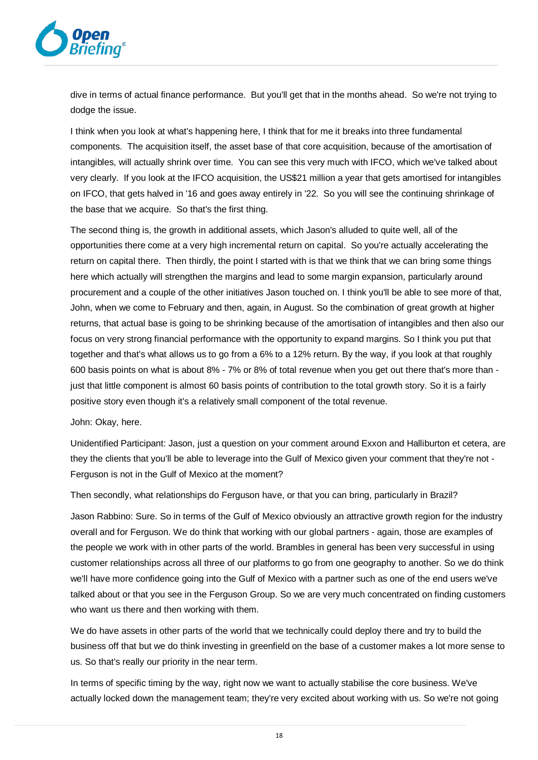dive in terms of actual finance performance. But you'll get that in the months ahead. So we're not trying to dodge the issue.

I think when you look at what's happening here, I think that for me it breaks into three fundamental components. The acquisition itself, the asset base of that core acquisition, because of the amortisation of intangibles, will actually shrink over time. You can see this very much with IFCO, which we've talked about very clearly. If you look at the IFCO acquisition, the US$21 million a year that gets amortised for intangibles on IFCO, that gets halved in '16 and goes away entirely in '22. So you will see the continuing shrinkage of the base that we acquire. So that's the first thing.

The second thing is, the growth in additional assets, which Jason's alluded to quite well, all of the opportunities there come at a very high incremental return on capital. So you're actually accelerating the return on capital there. Then thirdly, the point I started with is that we think that we can bring some things here which actually will strengthen the margins and lead to some margin expansion, particularly around procurement and a couple of the other initiatives Jason touched on. I think you'll be able to see more of that, John, when we come to February and then, again, in August. So the combination of great growth at higher returns, that actual base is going to be shrinking because of the amortisation of intangibles and then also our focus on very strong financial performance with the opportunity to expand margins. So I think you put that together and that's what allows us to go from a 6% to a 12% return. By the way, if you look at that roughly 600 basis points on what is about 8% - 7% or 8% of total revenue when you get out there that's more than - just that little component is almost 60 basis points of contribution to the total growth story. So it is a fairly positive story even though it's a relatively small component of the total revenue.

John: Okay, here.

Unidentified Participant: Jason, just a question on your comment around Exxon and Halliburton et cetera, are they the clients that you'll be able to leverage into the Gulf of Mexico given your comment that they're not - Ferguson is not in the Gulf of Mexico at the moment?

Then secondly, what relationships do Ferguson have, or that you can bring, particularly in Brazil?

Jason Rabbino: Sure. So in terms of the Gulf of Mexico obviously an attractive growth region for the industry overall and for Ferguson. We do think that working with our global partners - again, those are examples of the people we work with in other parts of the world. Brambles in general has been very successful in using customer relationships across all three of our platforms to go from one geography to another. So we do think we'll have more confidence going into the Gulf of Mexico with a partner such as one of the end users we've talked about or that you see in the Ferguson Group. So we are very much concentrated on finding customers who want us there and then working with them.

We do have assets in other parts of the world that we technically could deploy there and try to build the business off that but we do think investing in greenfield on the base of a customer makes a lot more sense to us. So that's really our priority in the near term.

In terms of specific timing by the way, right now we want to actually stabilise the core business. We've actually locked down the management team; they're very excited about working with us. So we're not going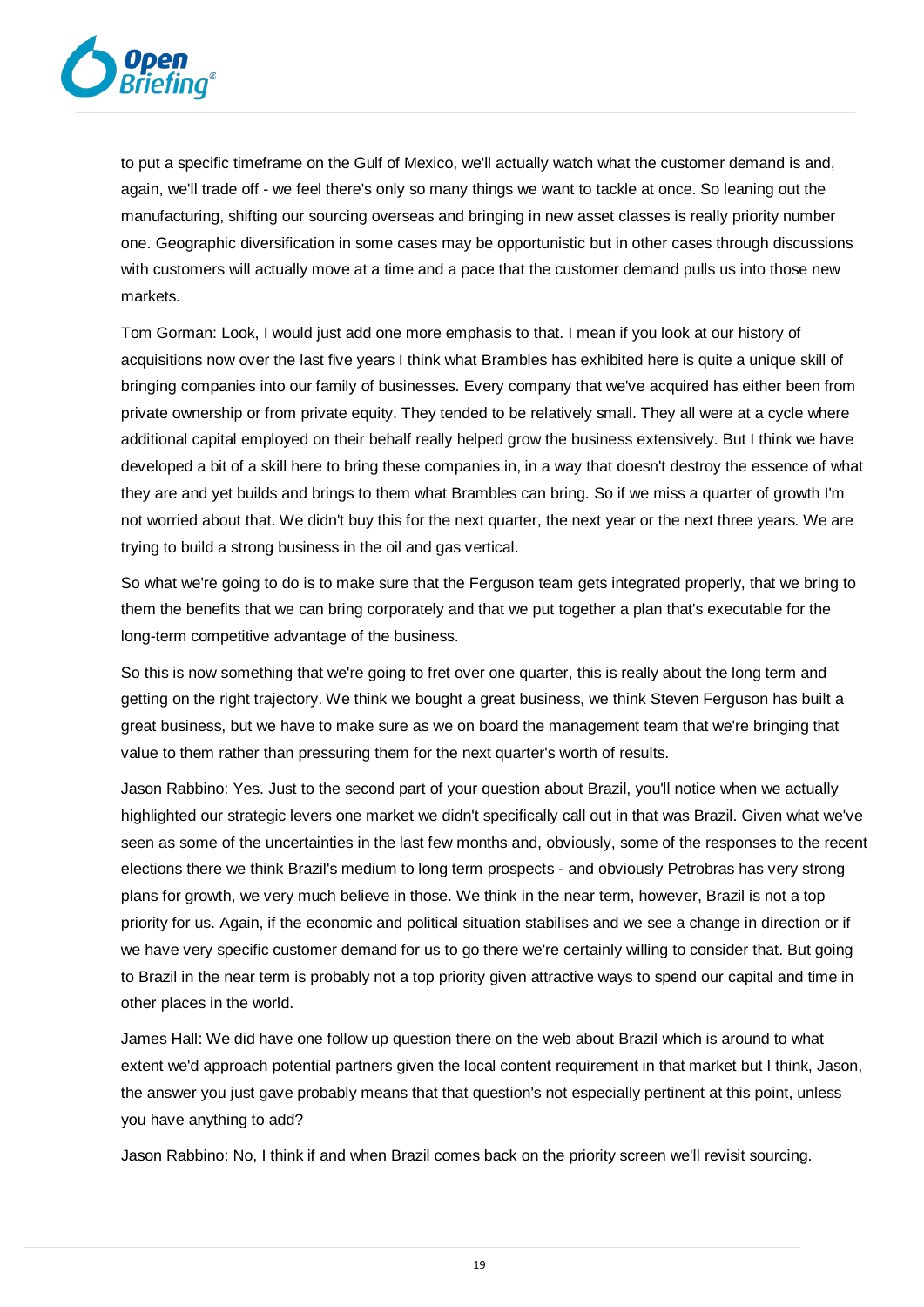to put a specific timeframe on the Gulf of Mexico, we'll actually watch what the customer demand is and, again, we'll trade off - we feel there's only so many things we want to tackle at once. So leaning out the manufacturing, shifting our sourcing overseas and bringing in new asset classes is really priority number one. Geographic diversification in some cases may be opportunistic but in other cases through discussions with customers will actually move at a time and a pace that the customer demand pulls us into those new markets.

Tom Gorman: Look, I would just add one more emphasis to that. I mean if you look at our history of acquisitions now over the last five years I think what Brambles has exhibited here is quite a unique skill of bringing companies into our family of businesses. Every company that we've acquired has either been from private ownership or from private equity. They tended to be relatively small. They all were at a cycle where additional capital employed on their behalf really helped grow the business extensively. But I think we have developed a bit of a skill here to bring these companies in, in a way that doesn't destroy the essence of what they are and yet builds and brings to them what Brambles can bring. So if we miss a quarter of growth I'm not worried about that. We didn't buy this for the next quarter, the next year or the next three years. We are trying to build a strong business in the oil and gas vertical.

So what we're going to do is to make sure that the Ferguson team gets integrated properly, that we bring to them the benefits that we can bring corporately and that we put together a plan that's executable for the long-term competitive advantage of the business.

So this is now something that we're going to fret over one quarter, this is really about the long term and getting on the right trajectory. We think we bought a great business, we think Steven Ferguson has built a great business, but we have to make sure as we on board the management team that we're bringing that value to them rather than pressuring them for the next quarter's worth of results.

Jason Rabbino: Yes. Just to the second part of your question about Brazil, you'll notice when we actually highlighted our strategic levers one market we didn't specifically call out in that was Brazil. Given what we've seen as some of the uncertainties in the last few months and, obviously, some of the responses to the recent elections there we think Brazil's medium to long term prospects - and obviously Petrobras has very strong plans for growth, we very much believe in those. We think in the near term, however, Brazil is not a top priority for us. Again, if the economic and political situation stabilises and we see a change in direction or if we have very specific customer demand for us to go there we're certainly willing to consider that. But going to Brazil in the near term is probably not a top priority given attractive ways to spend our capital and time in other places in the world.

James Hall: We did have one follow up question there on the web about Brazil which is around to what extent we'd approach potential partners given the local content requirement in that market but I think, Jason, the answer you just gave probably means that that question's not especially pertinent at this point, unless you have anything to add?

Jason Rabbino: No, I think if and when Brazil comes back on the priority screen we'll revisit sourcing.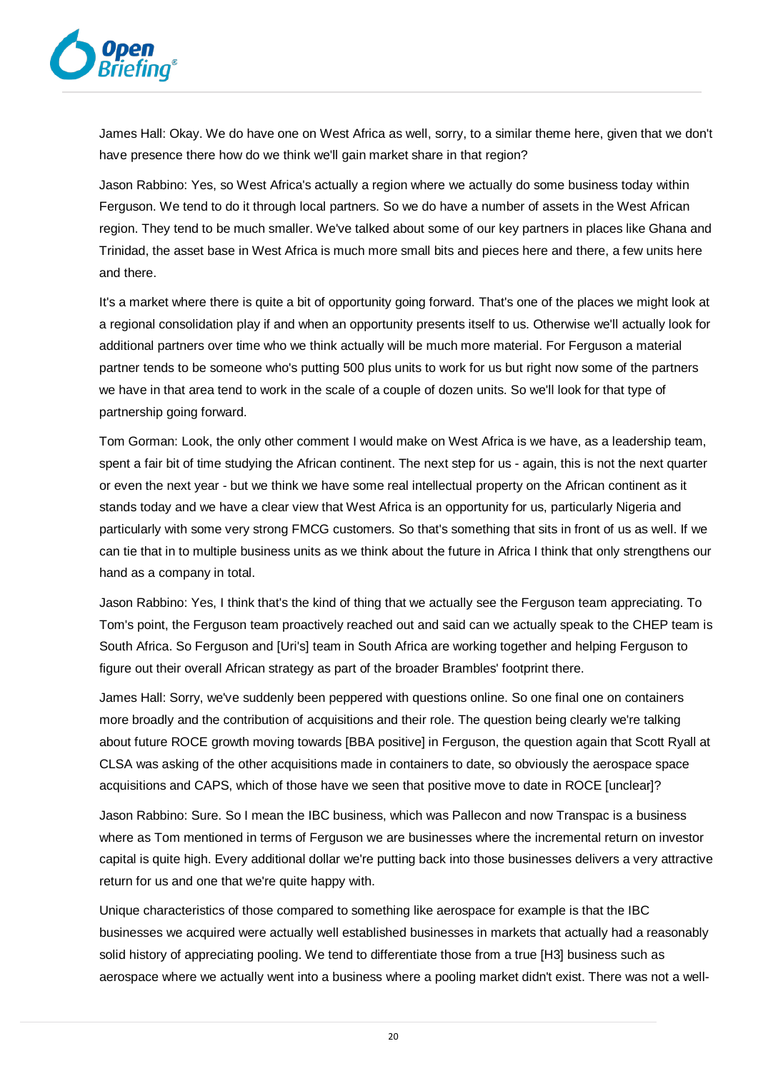James Hall: Okay. We do have one on West Africa as well, sorry, to a similar theme here, given that we don't have presence there how do we think we'll gain market share in that region?

Jason Rabbino: Yes, so West Africa's actually a region where we actually do some business today within Ferguson. We tend to do it through local partners. So we do have a number of assets in the West African region. They tend to be much smaller. We've talked about some of our key partners in places like Ghana and Trinidad, the asset base in West Africa is much more small bits and pieces here and there, a few units here and there.

It's a market where there is quite a bit of opportunity going forward. That's one of the places we might look at a regional consolidation play if and when an opportunity presents itself to us. Otherwise we'll actually look for additional partners over time who we think actually will be much more material. For Ferguson a material partner tends to be someone who's putting 500 plus units to work for us but right now some of the partners we have in that area tend to work in the scale of a couple of dozen units. So we'll look for that type of partnership going forward.

Tom Gorman: Look, the only other comment I would make on West Africa is we have, as a leadership team, spent a fair bit of time studying the African continent. The next step for us - again, this is not the next quarter or even the next year - but we think we have some real intellectual property on the African continent as it stands today and we have a clear view that West Africa is an opportunity for us, particularly Nigeria and particularly with some very strong FMCG customers. So that's something that sits in front of us as well. If we can tie that in to multiple business units as we think about the future in Africa I think that only strengthens our hand as a company in total.

Jason Rabbino: Yes, I think that's the kind of thing that we actually see the Ferguson team appreciating. To Tom's point, the Ferguson team proactively reached out and said can we actually speak to the CHEP team is South Africa. So Ferguson and [Uri's] team in South Africa are working together and helping Ferguson to figure out their overall African strategy as part of the broader Brambles' footprint there.

James Hall: Sorry, we've suddenly been peppered with questions online. So one final one on containers more broadly and the contribution of acquisitions and their role. The question being clearly we're talking about future ROCE growth moving towards [BBA positive] in Ferguson, the question again that Scott Ryall at CLSA was asking of the other acquisitions made in containers to date, so obviously the aerospace space acquisitions and CAPS, which of those have we seen that positive move to date in ROCE [unclear]?

Jason Rabbino: Sure. So I mean the IBC business, which was Pallecon and now Transpac is a business where as Tom mentioned in terms of Ferguson we are businesses where the incremental return on investor capital is quite high. Every additional dollar we're putting back into those businesses delivers a very attractive return for us and one that we're quite happy with.

Unique characteristics of those compared to something like aerospace for example is that the IBC businesses we acquired were actually well established businesses in markets that actually had a reasonably solid history of appreciating pooling. We tend to differentiate those from a true [H3] business such as aerospace where we actually went into a business where a pooling market didn't exist. There was not a well-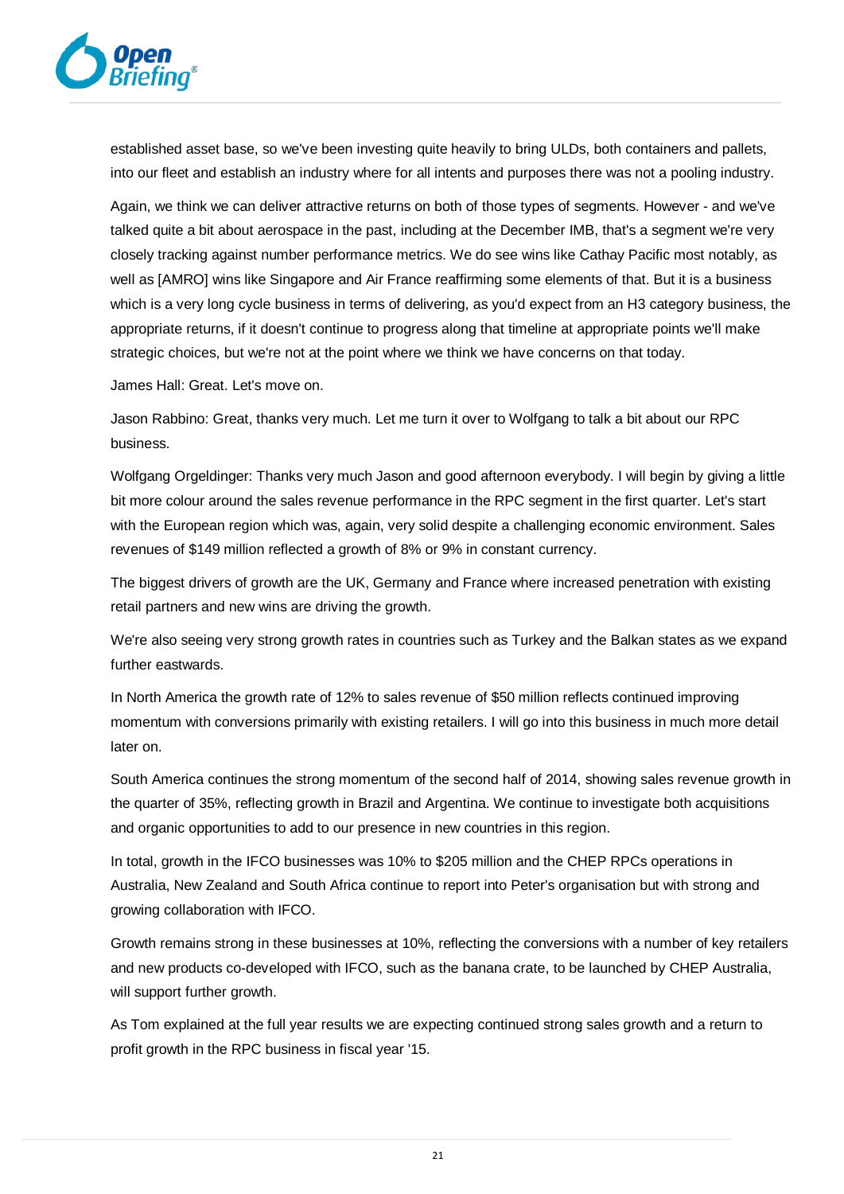established asset base, so we've been investing quite heavily to bring ULDs, both containers and pallets, into our fleet and establish an industry where for all intents and purposes there was not a pooling industry.

Again, we think we can deliver attractive returns on both of those types of segments. However - and we've talked quite a bit about aerospace in the past, including at the December IMB, that's a segment we're very closely tracking against number performance metrics. We do see wins like Cathay Pacific most notably, as well as [AMRO] wins like Singapore and Air France reaffirming some elements of that. But it is a business which is a very long cycle business in terms of delivering, as you'd expect from an H3 category business, the appropriate returns, if it doesn't continue to progress along that timeline at appropriate points we'll make strategic choices, but we're not at the point where we think we have concerns on that today.

James Hall: Great. Let's move on.

Jason Rabbino: Great, thanks very much. Let me turn it over to Wolfgang to talk a bit about our RPC business.

Wolfgang Orgeldinger: Thanks very much Jason and good afternoon everybody. I will begin by giving a little bit more colour around the sales revenue performance in the RPC segment in the first quarter. Let's start with the European region which was, again, very solid despite a challenging economic environment. Sales revenues of $149 million reflected a growth of 8% or 9% in constant currency.

The biggest drivers of growth are the UK, Germany and France where increased penetration with existing retail partners and new wins are driving the growth.

We're also seeing very strong growth rates in countries such as Turkey and the Balkan states as we expand further eastwards.

In North America the growth rate of 12% to sales revenue of $50 million reflects continued improving momentum with conversions primarily with existing retailers. I will go into this business in much more detail later on.

South America continues the strong momentum of the second half of 2014, showing sales revenue growth in the quarter of 35%, reflecting growth in Brazil and Argentina. We continue to investigate both acquisitions and organic opportunities to add to our presence in new countries in this region.

In total, growth in the IFCO businesses was 10% to $205 million and the CHEP RPCs operations in Australia, New Zealand and South Africa continue to report into Peter's organisation but with strong and growing collaboration with IFCO.

Growth remains strong in these businesses at 10%, reflecting the conversions with a number of key retailers and new products co-developed with IFCO, such as the banana crate, to be launched by CHEP Australia, will support further growth.

As Tom explained at the full year results we are expecting continued strong sales growth and a return to profit growth in the RPC business in fiscal year '15.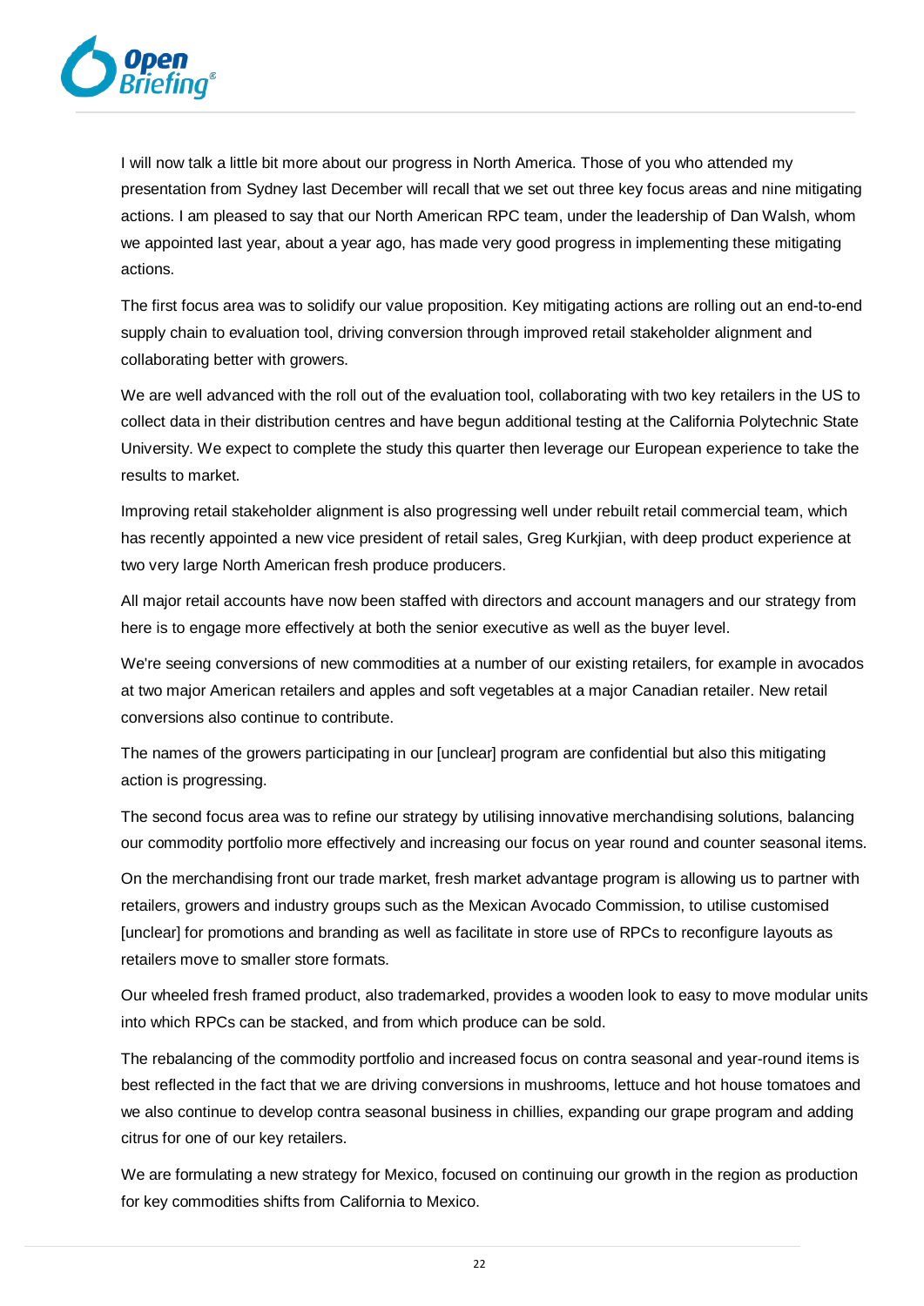I will now talk a little bit more about our progress in North America. Those of you who attended my presentation from Sydney last December will recall that we set out three key focus areas and nine mitigating actions. I am pleased to say that our North American RPC team, under the leadership of Dan Walsh, whom we appointed last year, about a year ago, has made very good progress in implementing these mitigating actions.

The first focus area was to solidify our value proposition. Key mitigating actions are rolling out an end-to-end supply chain to evaluation tool, driving conversion through improved retail stakeholder alignment and collaborating better with growers.

We are well advanced with the roll out of the evaluation tool, collaborating with two key retailers in the US to collect data in their distribution centres and have begun additional testing at the California Polytechnic State University. We expect to complete the study this quarter then leverage our European experience to take the results to market.

Improving retail stakeholder alignment is also progressing well under rebuilt retail commercial team, which has recently appointed a new vice president of retail sales, Greg Kurkjian, with deep product experience at two very large North American fresh produce producers.

All major retail accounts have now been staffed with directors and account managers and our strategy from here is to engage more effectively at both the senior executive as well as the buyer level.

We're seeing conversions of new commodities at a number of our existing retailers, for example in avocados at two major American retailers and apples and soft vegetables at a major Canadian retailer. New retail conversions also continue to contribute.

The names of the growers participating in our [unclear] program are confidential but also this mitigating action is progressing.

The second focus area was to refine our strategy by utilising innovative merchandising solutions, balancing our commodity portfolio more effectively and increasing our focus on year round and counter seasonal items.

On the merchandising front our trade market, fresh market advantage program is allowing us to partner with retailers, growers and industry groups such as the Mexican Avocado Commission, to utilise customised [unclear] for promotions and branding as well as facilitate in store use of RPCs to reconfigure layouts as retailers move to smaller store formats.

Our wheeled fresh framed product, also trademarked, provides a wooden look to easy to move modular units into which RPCs can be stacked, and from which produce can be sold.

The rebalancing of the commodity portfolio and increased focus on contra seasonal and year-round items is best reflected in the fact that we are driving conversions in mushrooms, lettuce and hot house tomatoes and we also continue to develop contra seasonal business in chillies, expanding our grape program and adding citrus for one of our key retailers.

We are formulating a new strategy for Mexico, focused on continuing our growth in the region as production for key commodities shifts from California to Mexico.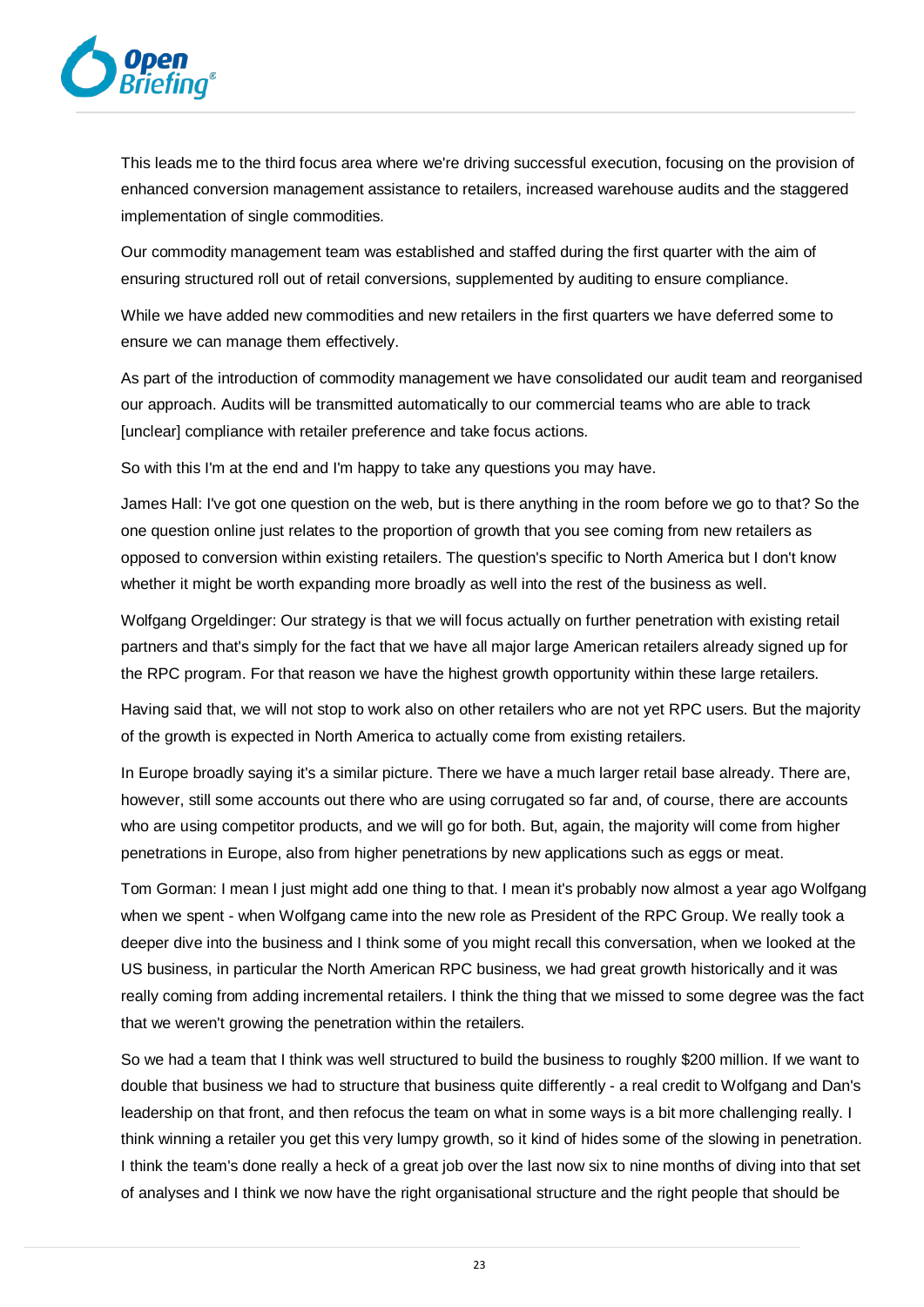This leads me to the third focus area where we're driving successful execution, focusing on the provision of enhanced conversion management assistance to retailers, increased warehouse audits and the staggered implementation of single commodities.

Our commodity management team was established and staffed during the first quarter with the aim of ensuring structured roll out of retail conversions, supplemented by auditing to ensure compliance.

While we have added new commodities and new retailers in the first quarters we have deferred some to ensure we can manage them effectively.

As part of the introduction of commodity management we have consolidated our audit team and reorganised our approach. Audits will be transmitted automatically to our commercial teams who are able to track [unclear] compliance with retailer preference and take focus actions.

So with this I'm at the end and I'm happy to take any questions you may have.

James Hall: I've got one question on the web, but is there anything in the room before we go to that? So the one question online just relates to the proportion of growth that you see coming from new retailers as opposed to conversion within existing retailers. The question's specific to North America but I don't know whether it might be worth expanding more broadly as well into the rest of the business as well.

Wolfgang Orgeldinger: Our strategy is that we will focus actually on further penetration with existing retail partners and that's simply for the fact that we have all major large American retailers already signed up for the RPC program. For that reason we have the highest growth opportunity within these large retailers.

Having said that, we will not stop to work also on other retailers who are not yet RPC users. But the majority of the growth is expected in North America to actually come from existing retailers.

In Europe broadly saying it's a similar picture. There we have a much larger retail base already. There are, however, still some accounts out there who are using corrugated so far and, of course, there are accounts who are using competitor products, and we will go for both. But, again, the majority will come from higher penetrations in Europe, also from higher penetrations by new applications such as eggs or meat.

Tom Gorman: I mean I just might add one thing to that. I mean it's probably now almost a year ago Wolfgang when we spent - when Wolfgang came into the new role as President of the RPC Group. We really took a deeper dive into the business and I think some of you might recall this conversation, when we looked at the US business, in particular the North American RPC business, we had great growth historically and it was really coming from adding incremental retailers. I think the thing that we missed to some degree was the fact that we weren't growing the penetration within the retailers.

So we had a team that I think was well structured to build the business to roughly $200 million. If we want to double that business we had to structure that business quite differently - a real credit to Wolfgang and Dan's leadership on that front, and then refocus the team on what in some ways is a bit more challenging really. I think winning a retailer you get this very lumpy growth, so it kind of hides some of the slowing in penetration. I think the team's done really a heck of a great job over the last now six to nine months of diving into that set of analyses and I think we now have the right organisational structure and the right people that should be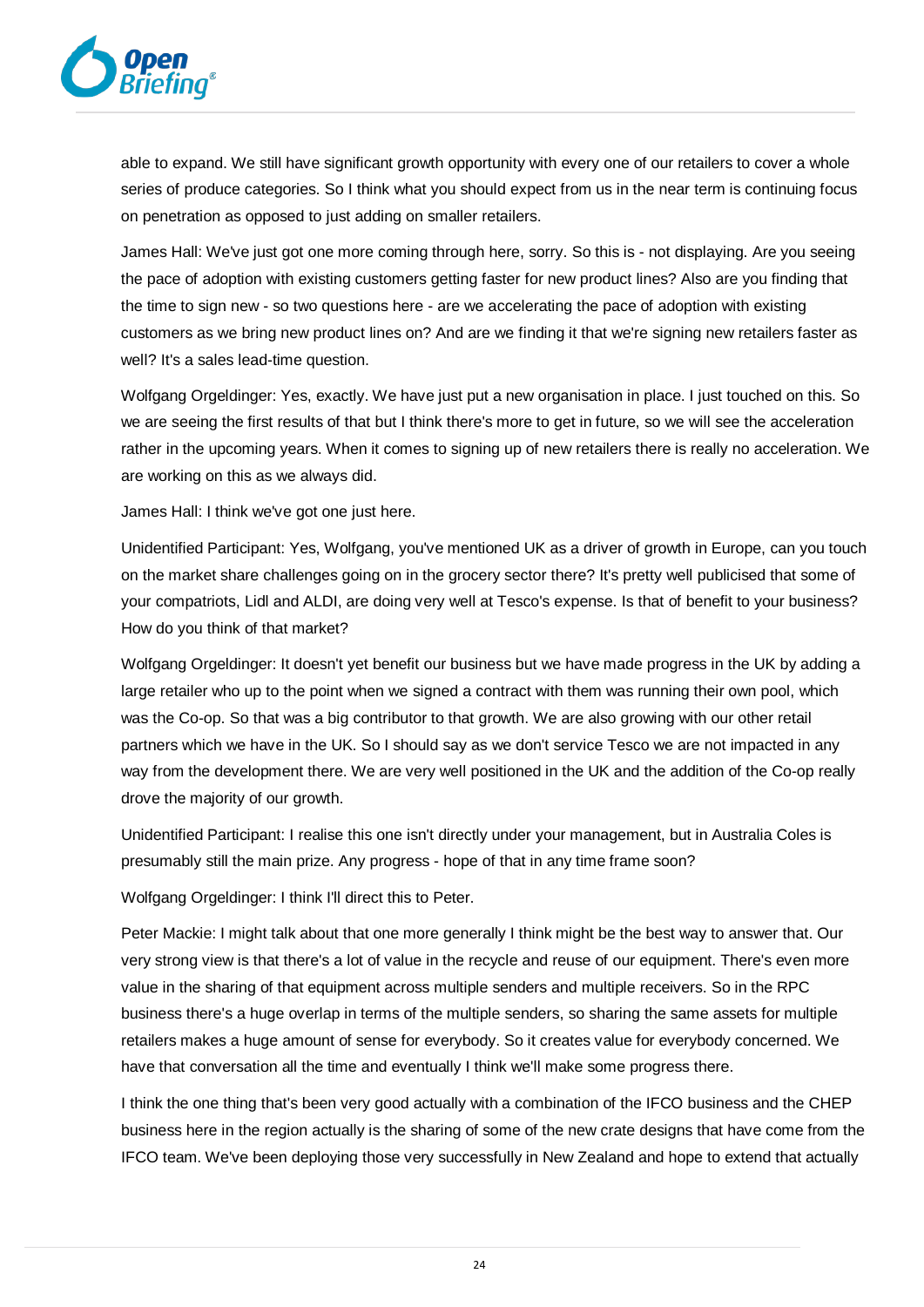able to expand. We still have significant growth opportunity with every one of our retailers to cover a whole series of produce categories. So I think what you should expect from us in the near term is continuing focus on penetration as opposed to just adding on smaller retailers.

James Hall: We've just got one more coming through here, sorry. So this is - not displaying. Are you seeing the pace of adoption with existing customers getting faster for new product lines? Also are you finding that the time to sign new - so two questions here - are we accelerating the pace of adoption with existing customers as we bring new product lines on? And are we finding it that we're signing new retailers faster as well? It's a sales lead-time question.

Wolfgang Orgeldinger: Yes, exactly. We have just put a new organisation in place. I just touched on this. So we are seeing the first results of that but I think there's more to get in future, so we will see the acceleration rather in the upcoming years. When it comes to signing up of new retailers there is really no acceleration. We are working on this as we always did.

James Hall: I think we've got one just here.

Unidentified Participant: Yes, Wolfgang, you've mentioned UK as a driver of growth in Europe, can you touch on the market share challenges going on in the grocery sector there? It's pretty well publicised that some of your compatriots, Lidl and ALDI, are doing very well at Tesco's expense. Is that of benefit to your business? How do you think of that market?

Wolfgang Orgeldinger: It doesn't yet benefit our business but we have made progress in the UK by adding a large retailer who up to the point when we signed a contract with them was running their own pool, which was the Co-op. So that was a big contributor to that growth. We are also growing with our other retail partners which we have in the UK. So I should say as we don't service Tesco we are not impacted in any way from the development there. We are very well positioned in the UK and the addition of the Co-op really drove the majority of our growth.

Unidentified Participant: I realise this one isn't directly under your management, but in Australia Coles is presumably still the main prize. Any progress - hope of that in any time frame soon?

Wolfgang Orgeldinger: I think I'll direct this to Peter.

Peter Mackie: I might talk about that one more generally I think might be the best way to answer that. Our very strong view is that there's a lot of value in the recycle and reuse of our equipment. There's even more value in the sharing of that equipment across multiple senders and multiple receivers. So in the RPC business there's a huge overlap in terms of the multiple senders, so sharing the same assets for multiple retailers makes a huge amount of sense for everybody. So it creates value for everybody concerned. We have that conversation all the time and eventually I think we'll make some progress there.

I think the one thing that's been very good actually with a combination of the IFCO business and the CHEP business here in the region actually is the sharing of some of the new crate designs that have come from the IFCO team. We've been deploying those very successfully in New Zealand and hope to extend that actually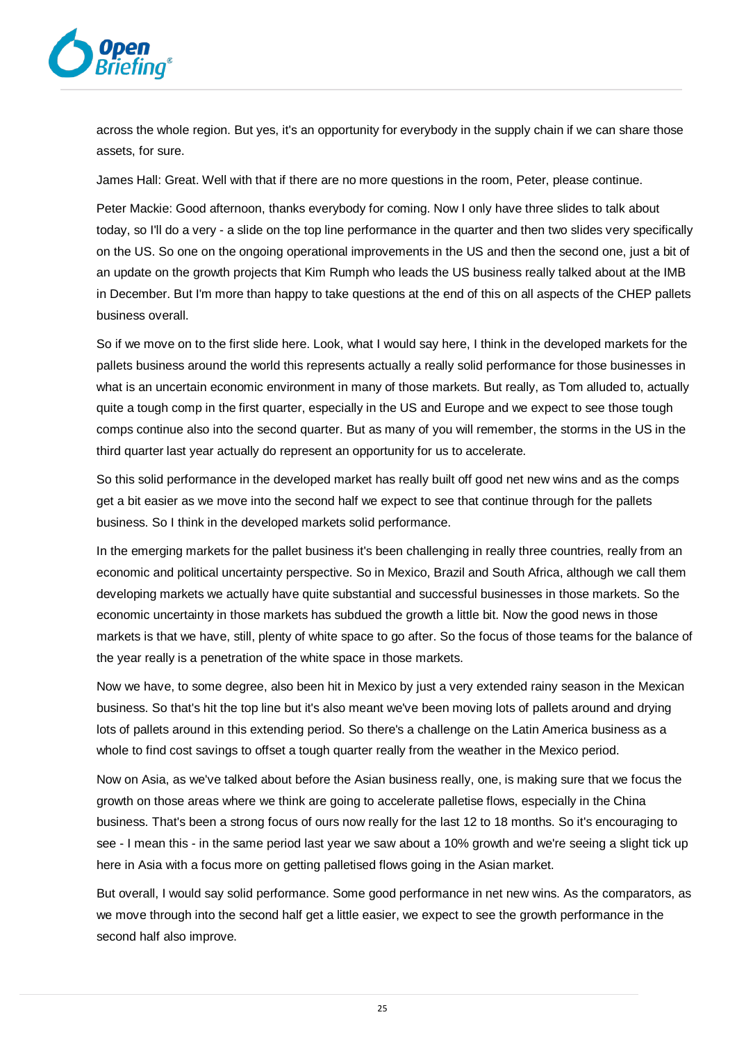across the whole region. But yes, it's an opportunity for everybody in the supply chain if we can share those assets, for sure.

James Hall: Great. Well with that if there are no more questions in the room, Peter, please continue.

Peter Mackie: Good afternoon, thanks everybody for coming. Now I only have three slides to talk about today, so I'll do a very - a slide on the top line performance in the quarter and then two slides very specifically on the US. So one on the ongoing operational improvements in the US and then the second one, just a bit of an update on the growth projects that Kim Rumph who leads the US business really talked about at the IMB in December. But I'm more than happy to take questions at the end of this on all aspects of the CHEP pallets business overall.

So if we move on to the first slide here. Look, what I would say here, I think in the developed markets for the pallets business around the world this represents actually a really solid performance for those businesses in what is an uncertain economic environment in many of those markets. But really, as Tom alluded to, actually quite a tough comp in the first quarter, especially in the US and Europe and we expect to see those tough comps continue also into the second quarter. But as many of you will remember, the storms in the US in the third quarter last year actually do represent an opportunity for us to accelerate.

So this solid performance in the developed market has really built off good net new wins and as the comps get a bit easier as we move into the second half we expect to see that continue through for the pallets business. So I think in the developed markets solid performance.

In the emerging markets for the pallet business it's been challenging in really three countries, really from an economic and political uncertainty perspective. So in Mexico, Brazil and South Africa, although we call them developing markets we actually have quite substantial and successful businesses in those markets. So the economic uncertainty in those markets has subdued the growth a little bit. Now the good news in those markets is that we have, still, plenty of white space to go after. So the focus of those teams for the balance of the year really is a penetration of the white space in those markets.

Now we have, to some degree, also been hit in Mexico by just a very extended rainy season in the Mexican business. So that's hit the top line but it's also meant we've been moving lots of pallets around and drying lots of pallets around in this extending period. So there's a challenge on the Latin America business as a whole to find cost savings to offset a tough quarter really from the weather in the Mexico period.

Now on Asia, as we've talked about before the Asian business really, one, is making sure that we focus the growth on those areas where we think are going to accelerate palletise flows, especially in the China business. That's been a strong focus of ours now really for the last 12 to 18 months. So it's encouraging to see - I mean this - in the same period last year we saw about a 10% growth and we're seeing a slight tick up here in Asia with a focus more on getting palletised flows going in the Asian market.

But overall, I would say solid performance. Some good performance in net new wins. As the comparators, as we move through into the second half get a little easier, we expect to see the growth performance in the second half also improve.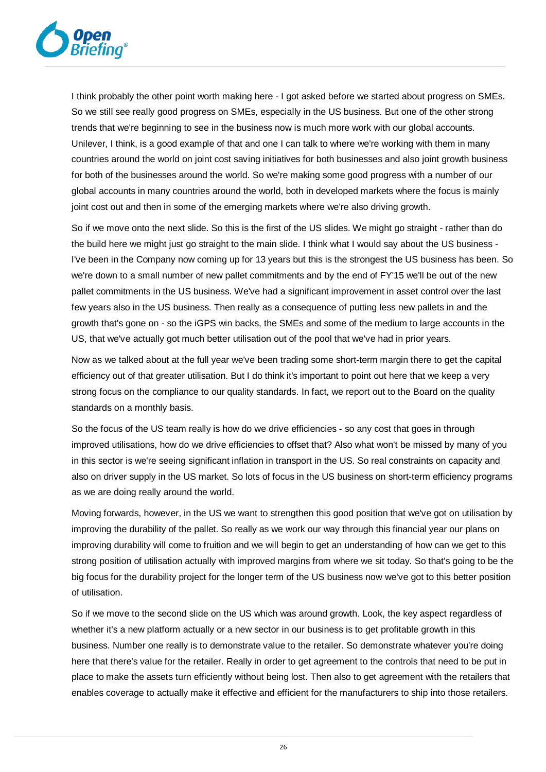I think probably the other point worth making here - I got asked before we started about progress on SMEs. So we still see really good progress on SMEs, especially in the US business. But one of the other strong trends that we're beginning to see in the business now is much more work with our global accounts. Unilever, I think, is a good example of that and one I can talk to where we're working with them in many countries around the world on joint cost saving initiatives for both businesses and also joint growth business for both of the businesses around the world. So we're making some good progress with a number of our global accounts in many countries around the world, both in developed markets where the focus is mainly joint cost out and then in some of the emerging markets where we're also driving growth.

So if we move onto the next slide. So this is the first of the US slides. We might go straight - rather than do the build here we might just go straight to the main slide. I think what I would say about the US business - I've been in the Company now coming up for 13 years but this is the strongest the US business has been. So we're down to a small number of new pallet commitments and by the end of FY'15 we'll be out of the new pallet commitments in the US business. We've had a significant improvement in asset control over the last few years also in the US business. Then really as a consequence of putting less new pallets in and the growth that's gone on - so the iGPS win backs, the SMEs and some of the medium to large accounts in the US, that we've actually got much better utilisation out of the pool that we've had in prior years.

Now as we talked about at the full year we've been trading some short-term margin there to get the capital efficiency out of that greater utilisation. But I do think it's important to point out here that we keep a very strong focus on the compliance to our quality standards. In fact, we report out to the Board on the quality standards on a monthly basis.

So the focus of the US team really is how do we drive efficiencies - so any cost that goes in through improved utilisations, how do we drive efficiencies to offset that? Also what won't be missed by many of you in this sector is we're seeing significant inflation in transport in the US. So real constraints on capacity and also on driver supply in the US market. So lots of focus in the US business on short-term efficiency programs as we are doing really around the world.

Moving forwards, however, in the US we want to strengthen this good position that we've got on utilisation by improving the durability of the pallet. So really as we work our way through this financial year our plans on improving durability will come to fruition and we will begin to get an understanding of how can we get to this strong position of utilisation actually with improved margins from where we sit today. So that's going to be the big focus for the durability project for the longer term of the US business now we've got to this better position of utilisation.

So if we move to the second slide on the US which was around growth. Look, the key aspect regardless of whether it's a new platform actually or a new sector in our business is to get profitable growth in this business. Number one really is to demonstrate value to the retailer. So demonstrate whatever you're doing here that there's value for the retailer. Really in order to get agreement to the controls that need to be put in place to make the assets turn efficiently without being lost. Then also to get agreement with the retailers that enables coverage to actually make it effective and efficient for the manufacturers to ship into those retailers.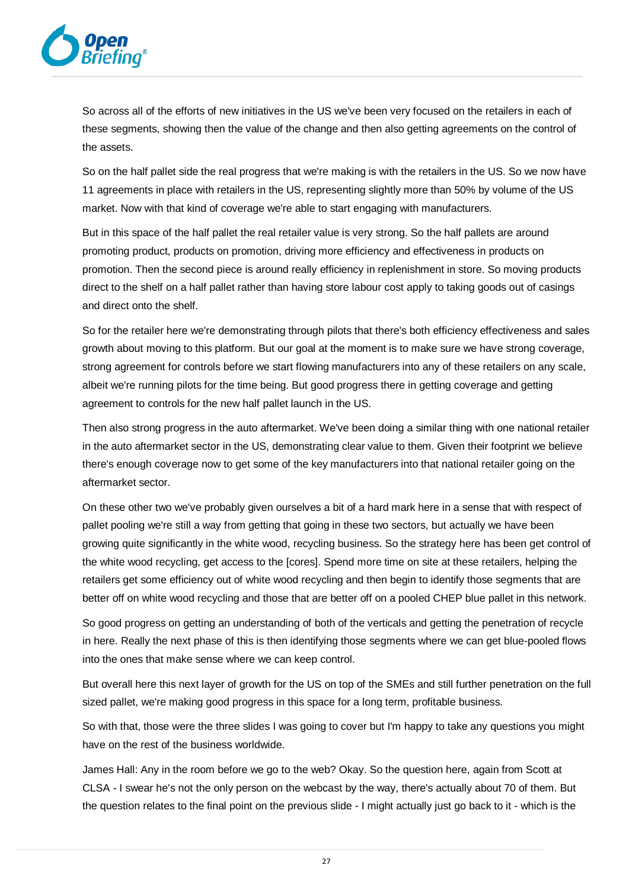So across all of the efforts of new initiatives in the US we've been very focused on the retailers in each of these segments, showing then the value of the change and then also getting agreements on the control of the assets.

So on the half pallet side the real progress that we're making is with the retailers in the US. So we now have 11 agreements in place with retailers in the US, representing slightly more than 50% by volume of the US market. Now with that kind of coverage we're able to start engaging with manufacturers.

But in this space of the half pallet the real retailer value is very strong. So the half pallets are around promoting product, products on promotion, driving more efficiency and effectiveness in products on promotion. Then the second piece is around really efficiency in replenishment in store. So moving products direct to the shelf on a half pallet rather than having store labour cost apply to taking goods out of casings and direct onto the shelf.

So for the retailer here we're demonstrating through pilots that there's both efficiency effectiveness and sales growth about moving to this platform. But our goal at the moment is to make sure we have strong coverage, strong agreement for controls before we start flowing manufacturers into any of these retailers on any scale, albeit we're running pilots for the time being. But good progress there in getting coverage and getting agreement to controls for the new half pallet launch in the US.

Then also strong progress in the auto aftermarket. We've been doing a similar thing with one national retailer in the auto aftermarket sector in the US, demonstrating clear value to them. Given their footprint we believe there's enough coverage now to get some of the key manufacturers into that national retailer going on the aftermarket sector.

On these other two we've probably given ourselves a bit of a hard mark here in a sense that with respect of pallet pooling we're still a way from getting that going in these two sectors, but actually we have been growing quite significantly in the white wood, recycling business. So the strategy here has been get control of the white wood recycling, get access to the [cores]. Spend more time on site at these retailers, helping the retailers get some efficiency out of white wood recycling and then begin to identify those segments that are better off on white wood recycling and those that are better off on a pooled CHEP blue pallet in this network.

So good progress on getting an understanding of both of the verticals and getting the penetration of recycle in here. Really the next phase of this is then identifying those segments where we can get blue-pooled flows into the ones that make sense where we can keep control.

But overall here this next layer of growth for the US on top of the SMEs and still further penetration on the full sized pallet, we're making good progress in this space for a long term, profitable business.

So with that, those were the three slides I was going to cover but I'm happy to take any questions you might have on the rest of the business worldwide.

James Hall: Any in the room before we go to the web? Okay. So the question here, again from Scott at CLSA - I swear he's not the only person on the webcast by the way, there's actually about 70 of them. But the question relates to the final point on the previous slide - I might actually just go back to it - which is the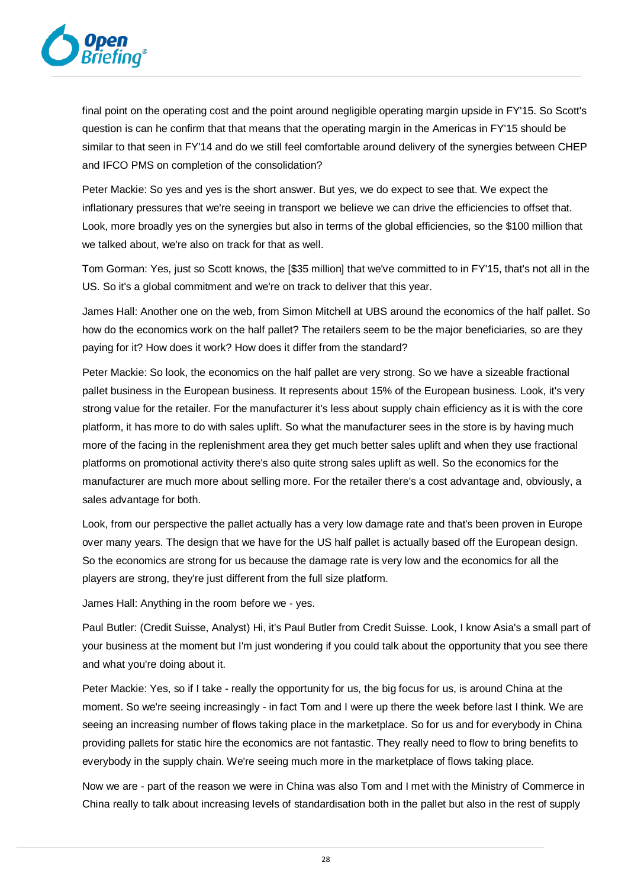final point on the operating cost and the point around negligible operating margin upside in FY'15. So Scott's question is can he confirm that that means that the operating margin in the Americas in FY'15 should be similar to that seen in FY'14 and do we still feel comfortable around delivery of the synergies between CHEP and IFCO PMS on completion of the consolidation?

Peter Mackie: So yes and yes is the short answer. But yes, we do expect to see that. We expect the inflationary pressures that we're seeing in transport we believe we can drive the efficiencies to offset that. Look, more broadly yes on the synergies but also in terms of the global efficiencies, so the $100 million that we talked about, we're also on track for that as well.

Tom Gorman: Yes, just so Scott knows, the [$35 million] that we've committed to in FY'15, that's not all in the US. So it's a global commitment and we're on track to deliver that this year.

James Hall: Another one on the web, from Simon Mitchell at UBS around the economics of the half pallet. So how do the economics work on the half pallet? The retailers seem to be the major beneficiaries, so are they paying for it? How does it work? How does it differ from the standard?

Peter Mackie: So look, the economics on the half pallet are very strong. So we have a sizeable fractional pallet business in the European business. It represents about 15% of the European business. Look, it's very strong value for the retailer. For the manufacturer it's less about supply chain efficiency as it is with the core platform, it has more to do with sales uplift. So what the manufacturer sees in the store is by having much more of the facing in the replenishment area they get much better sales uplift and when they use fractional platforms on promotional activity there's also quite strong sales uplift as well. So the economics for the manufacturer are much more about selling more. For the retailer there's a cost advantage and, obviously, a sales advantage for both.

Look, from our perspective the pallet actually has a very low damage rate and that's been proven in Europe over many years. The design that we have for the US half pallet is actually based off the European design. So the economics are strong for us because the damage rate is very low and the economics for all the players are strong, they're just different from the full size platform.

James Hall: Anything in the room before we - yes.

Paul Butler: (Credit Suisse, Analyst) Hi, it's Paul Butler from Credit Suisse. Look, I know Asia's a small part of your business at the moment but I'm just wondering if you could talk about the opportunity that you see there and what you're doing about it.

Peter Mackie: Yes, so if I take - really the opportunity for us, the big focus for us, is around China at the moment. So we're seeing increasingly - in fact Tom and I were up there the week before last I think. We are seeing an increasing number of flows taking place in the marketplace. So for us and for everybody in China providing pallets for static hire the economics are not fantastic. They really need to flow to bring benefits to everybody in the supply chain. We're seeing much more in the marketplace of flows taking place.

Now we are - part of the reason we were in China was also Tom and I met with the Ministry of Commerce in China really to talk about increasing levels of standardisation both in the pallet but also in the rest of supply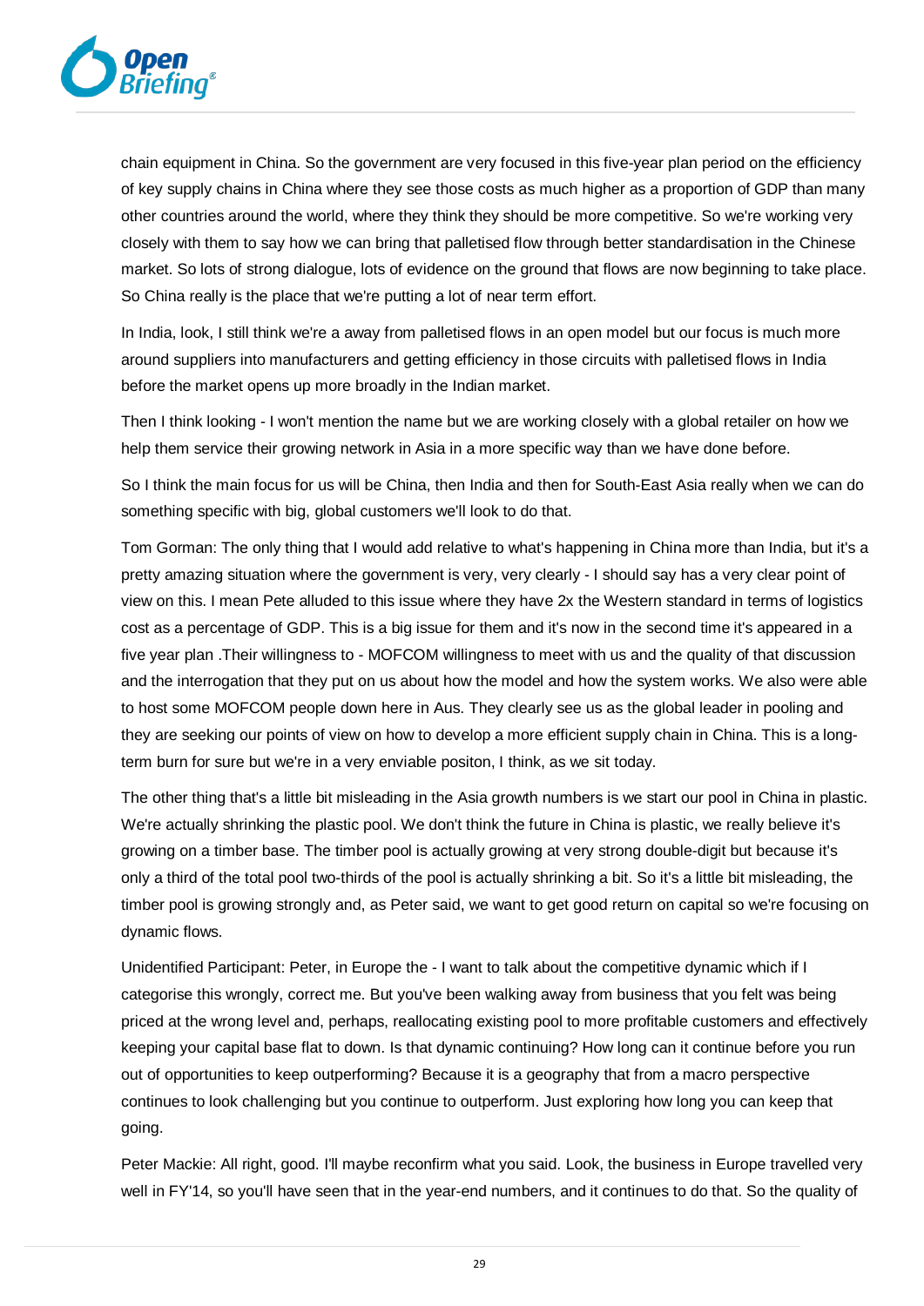chain equipment in China. So the government are very focused in this five-year plan period on the efficiency of key supply chains in China where they see those costs as much higher as a proportion of GDP than many other countries around the world, where they think they should be more competitive. So we're working very closely with them to say how we can bring that palletised flow through better standardisation in the Chinese market. So lots of strong dialogue, lots of evidence on the ground that flows are now beginning to take place. So China really is the place that we're putting a lot of near term effort.

In India, look, I still think we're a away from palletised flows in an open model but our focus is much more around suppliers into manufacturers and getting efficiency in those circuits with palletised flows in India before the market opens up more broadly in the Indian market.

Then I think looking - I won't mention the name but we are working closely with a global retailer on how we help them service their growing network in Asia in a more specific way than we have done before.

So I think the main focus for us will be China, then India and then for South-East Asia really when we can do something specific with big, global customers we'll look to do that.

Tom Gorman: The only thing that I would add relative to what's happening in China more than India, but it's a pretty amazing situation where the government is very, very clearly - I should say has a very clear point of view on this. I mean Pete alluded to this issue where they have 2x the Western standard in terms of logistics cost as a percentage of GDP. This is a big issue for them and it's now in the second time it's appeared in a five year plan .Their willingness to - MOFCOM willingness to meet with us and the quality of that discussion and the interrogation that they put on us about how the model and how the system works. We also were able to host some MOFCOM people down here in Aus. They clearly see us as the global leader in pooling and they are seeking our points of view on how to develop a more efficient supply chain in China. This is a long-term burn for sure but we're in a very enviable positon, I think, as we sit today.

The other thing that's a little bit misleading in the Asia growth numbers is we start our pool in China in plastic. We're actually shrinking the plastic pool. We don't think the future in China is plastic, we really believe it's growing on a timber base. The timber pool is actually growing at very strong double-digit but because it's only a third of the total pool two-thirds of the pool is actually shrinking a bit. So it's a little bit misleading, the timber pool is growing strongly and, as Peter said, we want to get good return on capital so we're focusing on dynamic flows.

Unidentified Participant: Peter, in Europe the - I want to talk about the competitive dynamic which if I categorise this wrongly, correct me. But you've been walking away from business that you felt was being priced at the wrong level and, perhaps, reallocating existing pool to more profitable customers and effectively keeping your capital base flat to down. Is that dynamic continuing? How long can it continue before you run out of opportunities to keep outperforming? Because it is a geography that from a macro perspective continues to look challenging but you continue to outperform. Just exploring how long you can keep that going.

Peter Mackie: All right, good. I'll maybe reconfirm what you said. Look, the business in Europe travelled very well in FY'14, so you'll have seen that in the year-end numbers, and it continues to do that. So the quality of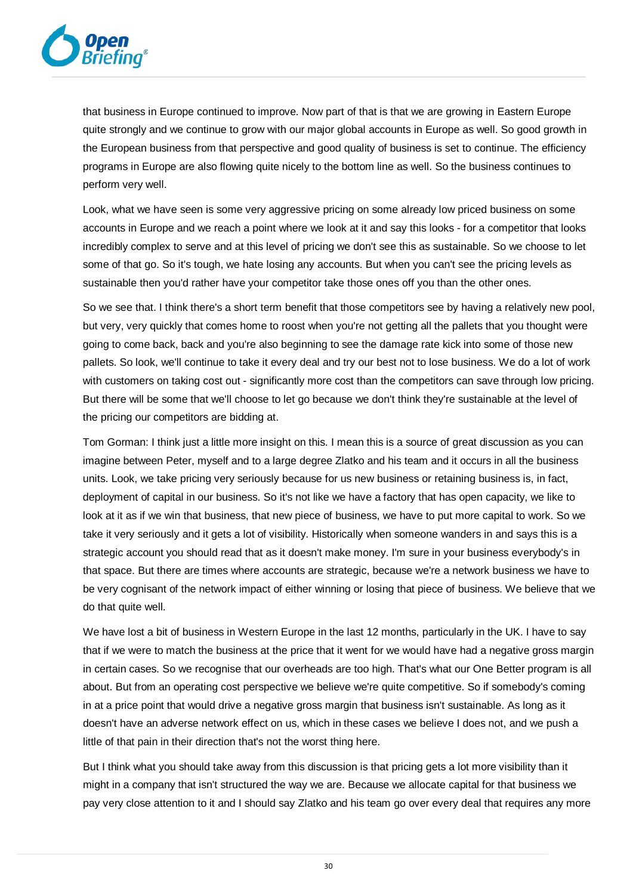that business in Europe continued to improve. Now part of that is that we are growing in Eastern Europe quite strongly and we continue to grow with our major global accounts in Europe as well. So good growth in the European business from that perspective and good quality of business is set to continue. The efficiency programs in Europe are also flowing quite nicely to the bottom line as well. So the business continues to perform very well.

Look, what we have seen is some very aggressive pricing on some already low priced business on some accounts in Europe and we reach a point where we look at it and say this looks - for a competitor that looks incredibly complex to serve and at this level of pricing we don't see this as sustainable. So we choose to let some of that go. So it's tough, we hate losing any accounts. But when you can't see the pricing levels as sustainable then you'd rather have your competitor take those ones off you than the other ones.

So we see that. I think there's a short term benefit that those competitors see by having a relatively new pool, but very, very quickly that comes home to roost when you're not getting all the pallets that you thought were going to come back, back and you're also beginning to see the damage rate kick into some of those new pallets. So look, we'll continue to take it every deal and try our best not to lose business. We do a lot of work with customers on taking cost out - significantly more cost than the competitors can save through low pricing. But there will be some that we'll choose to let go because we don't think they're sustainable at the level of the pricing our competitors are bidding at.

Tom Gorman: I think just a little more insight on this. I mean this is a source of great discussion as you can imagine between Peter, myself and to a large degree Zlatko and his team and it occurs in all the business units. Look, we take pricing very seriously because for us new business or retaining business is, in fact, deployment of capital in our business. So it's not like we have a factory that has open capacity, we like to look at it as if we win that business, that new piece of business, we have to put more capital to work. So we take it very seriously and it gets a lot of visibility. Historically when someone wanders in and says this is a strategic account you should read that as it doesn't make money. I'm sure in your business everybody's in that space. But there are times where accounts are strategic, because we're a network business we have to be very cognisant of the network impact of either winning or losing that piece of business. We believe that we do that quite well.

We have lost a bit of business in Western Europe in the last 12 months, particularly in the UK. I have to say that if we were to match the business at the price that it went for we would have had a negative gross margin in certain cases. So we recognise that our overheads are too high. That's what our One Better program is all about. But from an operating cost perspective we believe we're quite competitive. So if somebody's coming in at a price point that would drive a negative gross margin that business isn't sustainable. As long as it doesn't have an adverse network effect on us, which in these cases we believe I does not, and we push a little of that pain in their direction that's not the worst thing here.

But I think what you should take away from this discussion is that pricing gets a lot more visibility than it might in a company that isn't structured the way we are. Because we allocate capital for that business we pay very close attention to it and I should say Zlatko and his team go over every deal that requires any more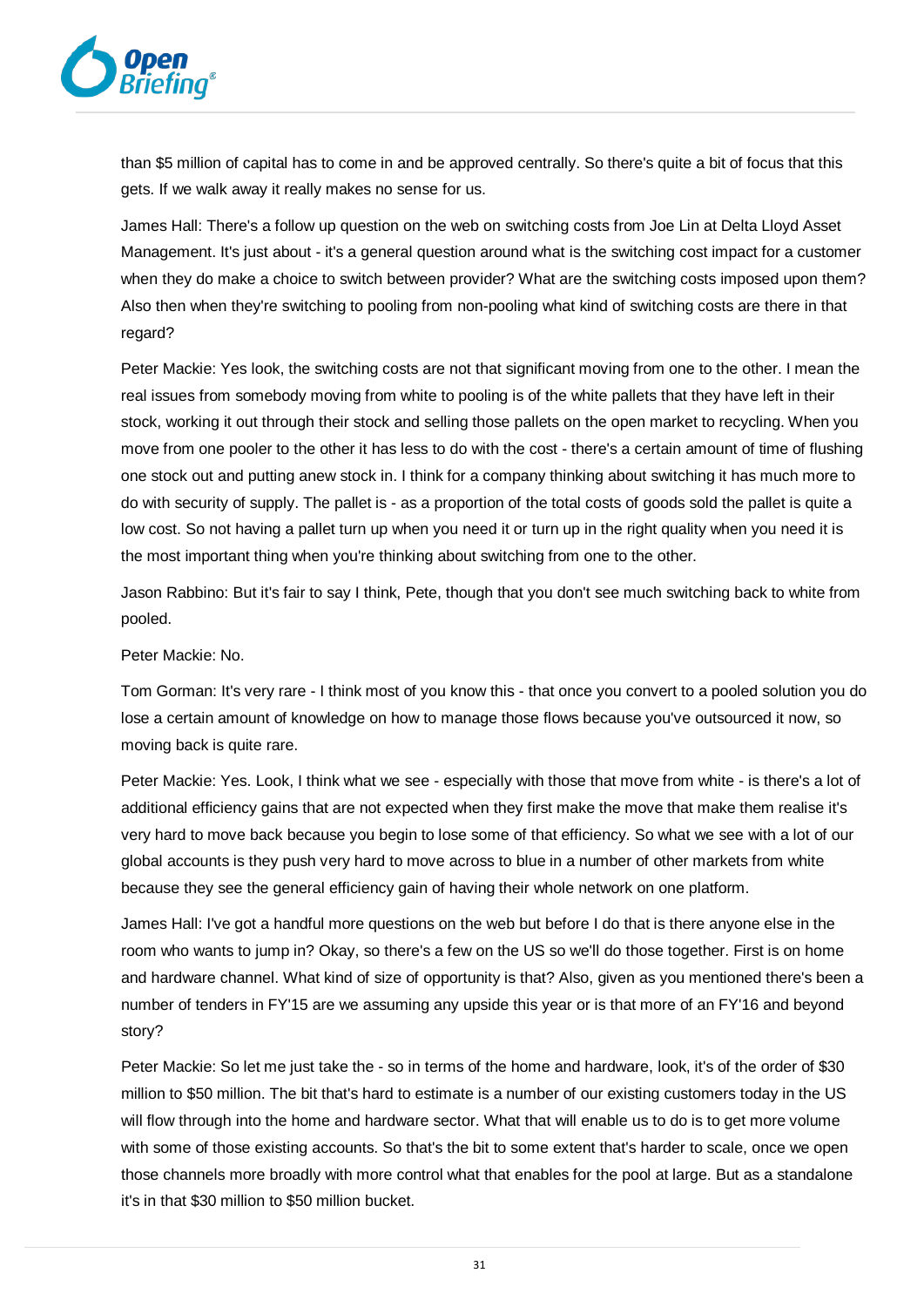than $5 million of capital has to come in and be approved centrally. So there's quite a bit of focus that this gets. If we walk away it really makes no sense for us.

James Hall: There's a follow up question on the web on switching costs from Joe Lin at Delta Lloyd Asset Management. It's just about - it's a general question around what is the switching cost impact for a customer when they do make a choice to switch between provider? What are the switching costs imposed upon them? Also then when they're switching to pooling from non-pooling what kind of switching costs are there in that regard?

Peter Mackie: Yes look, the switching costs are not that significant moving from one to the other. I mean the real issues from somebody moving from white to pooling is of the white pallets that they have left in their stock, working it out through their stock and selling those pallets on the open market to recycling. When you move from one pooler to the other it has less to do with the cost - there's a certain amount of time of flushing one stock out and putting anew stock in. I think for a company thinking about switching it has much more to do with security of supply. The pallet is - as a proportion of the total costs of goods sold the pallet is quite a low cost. So not having a pallet turn up when you need it or turn up in the right quality when you need it is the most important thing when you're thinking about switching from one to the other.

Jason Rabbino: But it's fair to say I think, Pete, though that you don't see much switching back to white from pooled.

Peter Mackie: No.

Tom Gorman: It's very rare - I think most of you know this - that once you convert to a pooled solution you do lose a certain amount of knowledge on how to manage those flows because you've outsourced it now, so moving back is quite rare.

Peter Mackie: Yes. Look, I think what we see - especially with those that move from white - is there's a lot of additional efficiency gains that are not expected when they first make the move that make them realise it's very hard to move back because you begin to lose some of that efficiency. So what we see with a lot of our global accounts is they push very hard to move across to blue in a number of other markets from white because they see the general efficiency gain of having their whole network on one platform.

James Hall: I've got a handful more questions on the web but before I do that is there anyone else in the room who wants to jump in? Okay, so there's a few on the US so we'll do those together. First is on home and hardware channel. What kind of size of opportunity is that? Also, given as you mentioned there's been a number of tenders in FY'15 are we assuming any upside this year or is that more of an FY'16 and beyond story?

Peter Mackie: So let me just take the - so in terms of the home and hardware, look, it's of the order of $30 million to $50 million. The bit that's hard to estimate is a number of our existing customers today in the US will flow through into the home and hardware sector. What that will enable us to do is to get more volume with some of those existing accounts. So that's the bit to some extent that's harder to scale, once we open those channels more broadly with more control what that enables for the pool at large. But as a standalone it's in that $30 million to $50 million bucket.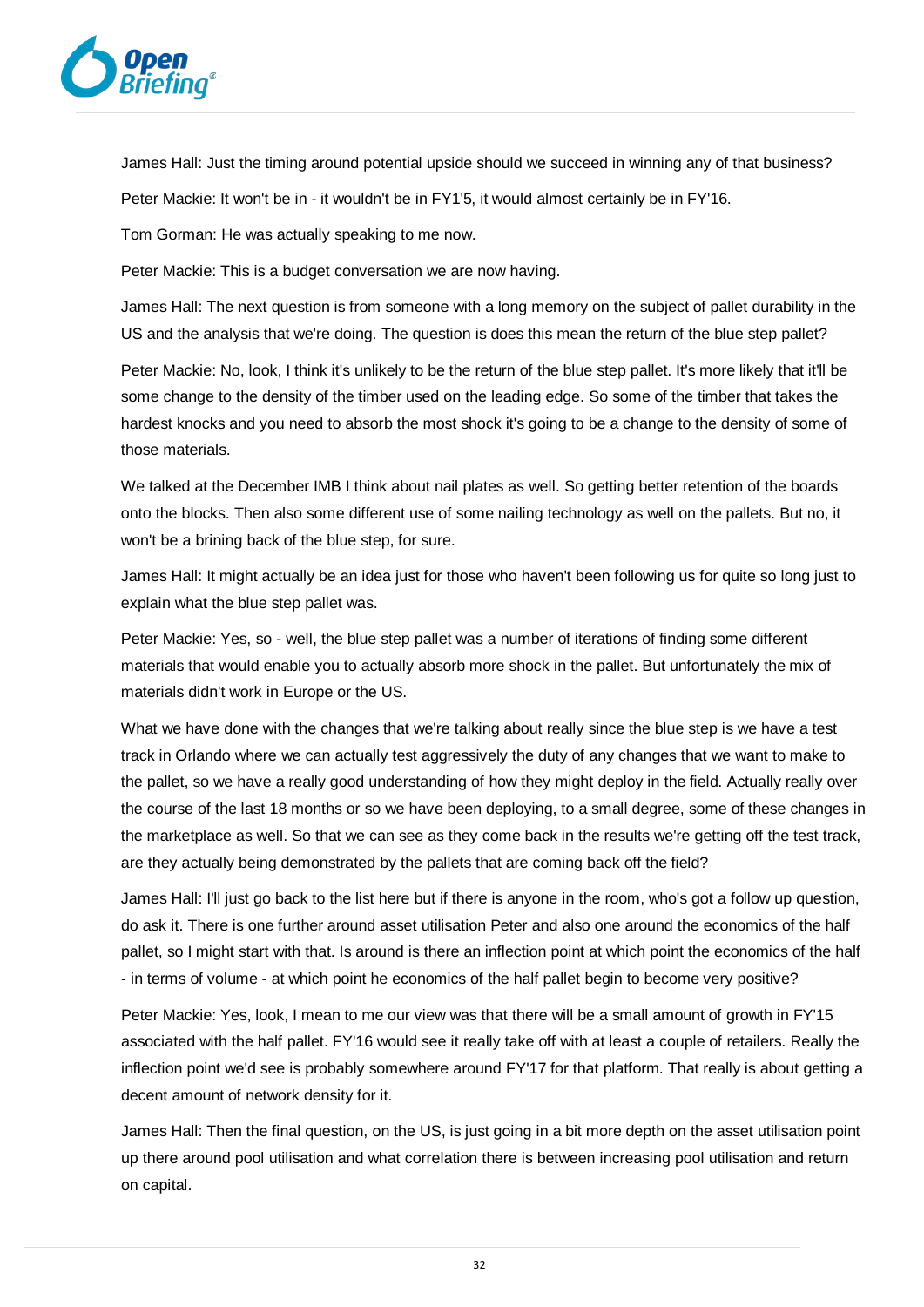James Hall: Just the timing around potential upside should we succeed in winning any of that business?

Peter Mackie: It won't be in - it wouldn't be in FY1'5, it would almost certainly be in FY'16.

Tom Gorman: He was actually speaking to me now.

Peter Mackie: This is a budget conversation we are now having.

James Hall: The next question is from someone with a long memory on the subject of pallet durability in the US and the analysis that we're doing. The question is does this mean the return of the blue step pallet?

Peter Mackie: No, look, I think it's unlikely to be the return of the blue step pallet. It's more likely that it'll be some change to the density of the timber used on the leading edge. So some of the timber that takes the hardest knocks and you need to absorb the most shock it's going to be a change to the density of some of those materials.

We talked at the December IMB I think about nail plates as well. So getting better retention of the boards onto the blocks. Then also some different use of some nailing technology as well on the pallets. But no, it won't be a brining back of the blue step, for sure.

James Hall: It might actually be an idea just for those who haven't been following us for quite so long just to explain what the blue step pallet was.

Peter Mackie: Yes, so - well, the blue step pallet was a number of iterations of finding some different materials that would enable you to actually absorb more shock in the pallet. But unfortunately the mix of materials didn't work in Europe or the US.

What we have done with the changes that we're talking about really since the blue step is we have a test track in Orlando where we can actually test aggressively the duty of any changes that we want to make to the pallet, so we have a really good understanding of how they might deploy in the field. Actually really over the course of the last 18 months or so we have been deploying, to a small degree, some of these changes in the marketplace as well. So that we can see as they come back in the results we're getting off the test track, are they actually being demonstrated by the pallets that are coming back off the field?

James Hall: I'll just go back to the list here but if there is anyone in the room, who's got a follow up question, do ask it. There is one further around asset utilisation Peter and also one around the economics of the half pallet, so I might start with that. Is around is there an inflection point at which point the economics of the half - in terms of volume - at which point he economics of the half pallet begin to become very positive?

Peter Mackie: Yes, look, I mean to me our view was that there will be a small amount of growth in FY'15 associated with the half pallet. FY'16 would see it really take off with at least a couple of retailers. Really the inflection point we'd see is probably somewhere around FY'17 for that platform. That really is about getting a decent amount of network density for it.

James Hall: Then the final question, on the US, is just going in a bit more depth on the asset utilisation point up there around pool utilisation and what correlation there is between increasing pool utilisation and return on capital.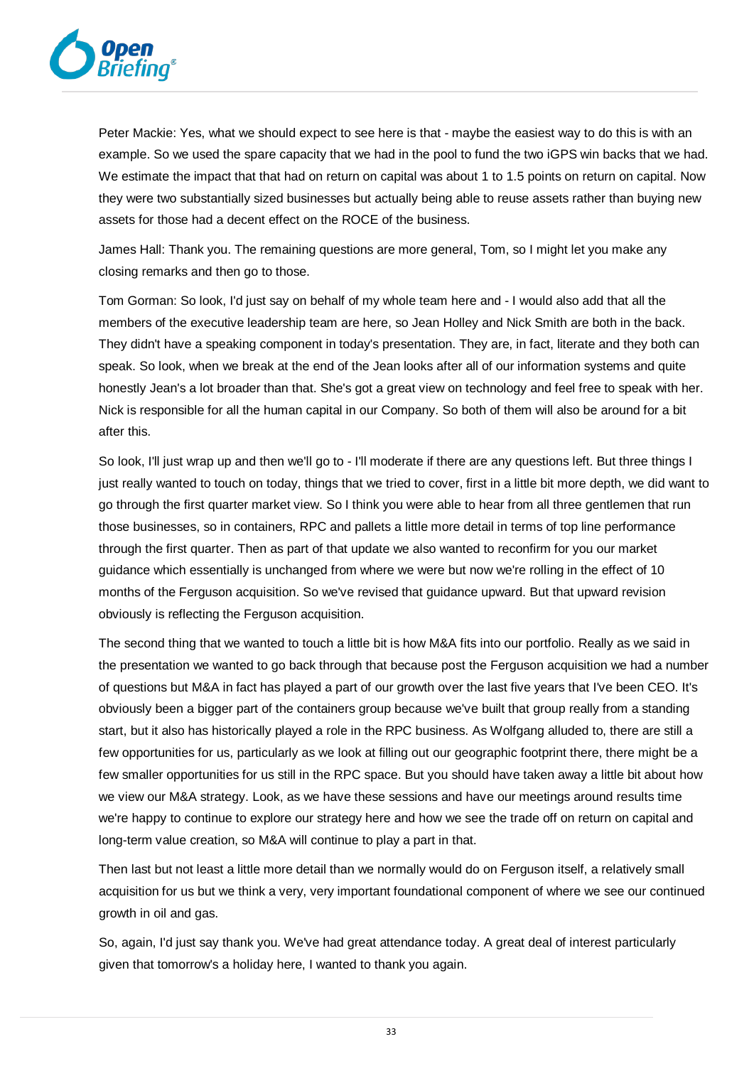Peter Mackie: Yes, what we should expect to see here is that - maybe the easiest way to do this is with an example. So we used the spare capacity that we had in the pool to fund the two iGPS win backs that we had. We estimate the impact that that had on return on capital was about 1 to 1.5 points on return on capital. Now they were two substantially sized businesses but actually being able to reuse assets rather than buying new assets for those had a decent effect on the ROCE of the business.

James Hall: Thank you. The remaining questions are more general, Tom, so I might let you make any closing remarks and then go to those.

Tom Gorman: So look, I'd just say on behalf of my whole team here and - I would also add that all the members of the executive leadership team are here, so Jean Holley and Nick Smith are both in the back. They didn't have a speaking component in today's presentation. They are, in fact, literate and they both can speak. So look, when we break at the end of the Jean looks after all of our information systems and quite honestly Jean's a lot broader than that. She's got a great view on technology and feel free to speak with her. Nick is responsible for all the human capital in our Company. So both of them will also be around for a bit after this.

So look, I'll just wrap up and then we'll go to - I'll moderate if there are any questions left. But three things I just really wanted to touch on today, things that we tried to cover, first in a little bit more depth, we did want to go through the first quarter market view. So I think you were able to hear from all three gentlemen that run those businesses, so in containers, RPC and pallets a little more detail in terms of top line performance through the first quarter. Then as part of that update we also wanted to reconfirm for you our market guidance which essentially is unchanged from where we were but now we're rolling in the effect of 10 months of the Ferguson acquisition. So we've revised that guidance upward. But that upward revision obviously is reflecting the Ferguson acquisition.

The second thing that we wanted to touch a little bit is how M&A fits into our portfolio. Really as we said in the presentation we wanted to go back through that because post the Ferguson acquisition we had a number of questions but M&A in fact has played a part of our growth over the last five years that I've been CEO. It's obviously been a bigger part of the containers group because we've built that group really from a standing start, but it also has historically played a role in the RPC business. As Wolfgang alluded to, there are still a few opportunities for us, particularly as we look at filling out our geographic footprint there, there might be a few smaller opportunities for us still in the RPC space. But you should have taken away a little bit about how we view our M&A strategy. Look, as we have these sessions and have our meetings around results time we're happy to continue to explore our strategy here and how we see the trade off on return on capital and long-term value creation, so M&A will continue to play a part in that.

Then last but not least a little more detail than we normally would do on Ferguson itself, a relatively small acquisition for us but we think a very, very important foundational component of where we see our continued growth in oil and gas.

So, again, I'd just say thank you. We've had great attendance today. A great deal of interest particularly given that tomorrow's a holiday here, I wanted to thank you again.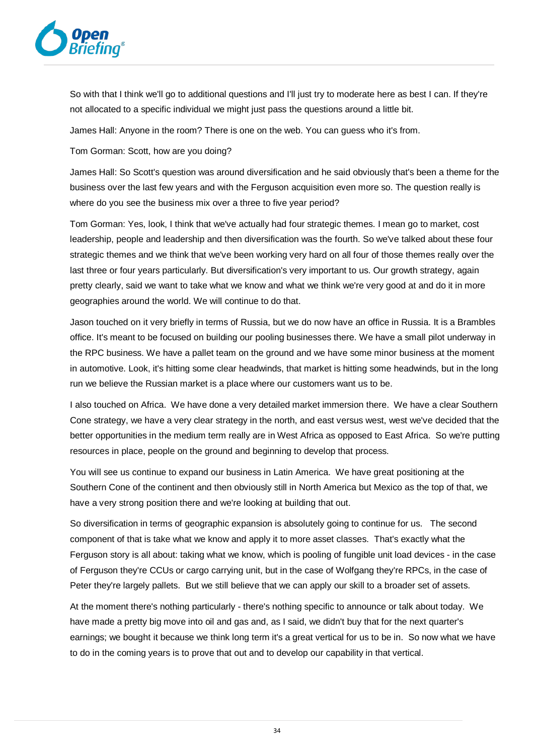So with that I think we'll go to additional questions and I'll just try to moderate here as best I can. If they're not allocated to a specific individual we might just pass the questions around a little bit.

James Hall: Anyone in the room? There is one on the web. You can guess who it's from.

Tom Gorman: Scott, how are you doing?

James Hall: So Scott's question was around diversification and he said obviously that's been a theme for the business over the last few years and with the Ferguson acquisition even more so. The question really is where do you see the business mix over a three to five year period?

Tom Gorman: Yes, look, I think that we've actually had four strategic themes. I mean go to market, cost leadership, people and leadership and then diversification was the fourth. So we've talked about these four strategic themes and we think that we've been working very hard on all four of those themes really over the last three or four years particularly. But diversification's very important to us. Our growth strategy, again pretty clearly, said we want to take what we know and what we think we're very good at and do it in more geographies around the world. We will continue to do that.

Jason touched on it very briefly in terms of Russia, but we do now have an office in Russia. It is a Brambles office. It's meant to be focused on building our pooling businesses there. We have a small pilot underway in the RPC business. We have a pallet team on the ground and we have some minor business at the moment in automotive. Look, it's hitting some clear headwinds, that market is hitting some headwinds, but in the long run we believe the Russian market is a place where our customers want us to be.

I also touched on Africa. We have done a very detailed market immersion there. We have a clear Southern Cone strategy, we have a very clear strategy in the north, and east versus west, west we've decided that the better opportunities in the medium term really are in West Africa as opposed to East Africa. So we're putting resources in place, people on the ground and beginning to develop that process.

You will see us continue to expand our business in Latin America. We have great positioning at the Southern Cone of the continent and then obviously still in North America but Mexico as the top of that, we have a very strong position there and we're looking at building that out.

So diversification in terms of geographic expansion is absolutely going to continue for us. The second component of that is take what we know and apply it to more asset classes. That's exactly what the Ferguson story is all about: taking what we know, which is pooling of fungible unit load devices - in the case of Ferguson they're CCUs or cargo carrying unit, but in the case of Wolfgang they're RPCs, in the case of Peter they're largely pallets. But we still believe that we can apply our skill to a broader set of assets.

At the moment there's nothing particularly - there's nothing specific to announce or talk about today. We have made a pretty big move into oil and gas and, as I said, we didn't buy that for the next quarter's earnings; we bought it because we think long term it's a great vertical for us to be in. So now what we have to do in the coming years is to prove that out and to develop our capability in that vertical.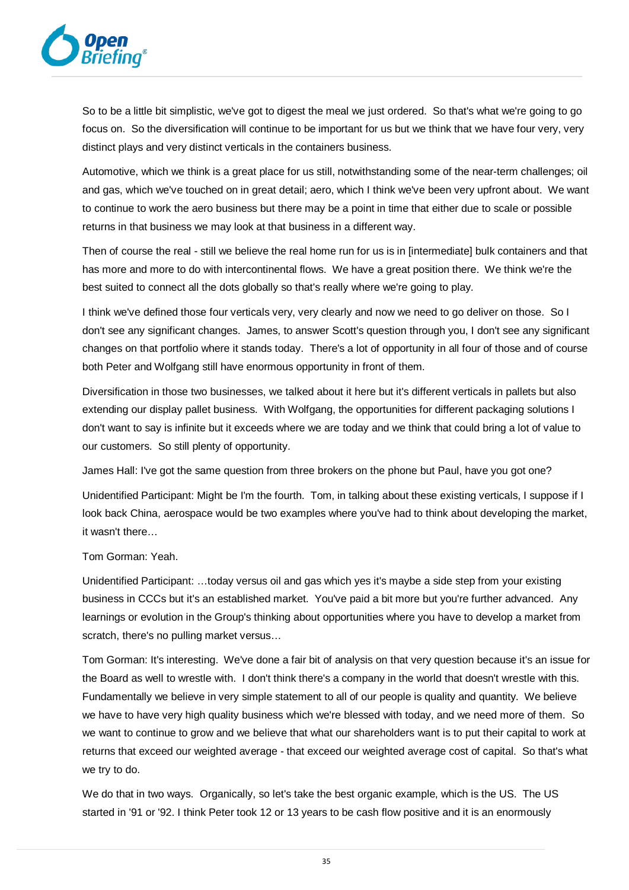So to be a little bit simplistic, we've got to digest the meal we just ordered. So that's what we're going to go focus on. So the diversification will continue to be important for us but we think that we have four very, very distinct plays and very distinct verticals in the containers business.

Automotive, which we think is a great place for us still, notwithstanding some of the near-term challenges; oil and gas, which we've touched on in great detail; aero, which I think we've been very upfront about. We want to continue to work the aero business but there may be a point in time that either due to scale or possible returns in that business we may look at that business in a different way.

Then of course the real - still we believe the real home run for us is in [intermediate] bulk containers and that has more and more to do with intercontinental flows. We have a great position there. We think we're the best suited to connect all the dots globally so that's really where we're going to play.

I think we've defined those four verticals very, very clearly and now we need to go deliver on those. So I don't see any significant changes. James, to answer Scott's question through you, I don't see any significant changes on that portfolio where it stands today. There's a lot of opportunity in all four of those and of course both Peter and Wolfgang still have enormous opportunity in front of them.

Diversification in those two businesses, we talked about it here but it's different verticals in pallets but also extending our display pallet business. With Wolfgang, the opportunities for different packaging solutions I don't want to say is infinite but it exceeds where we are today and we think that could bring a lot of value to our customers. So still plenty of opportunity.

James Hall: I've got the same question from three brokers on the phone but Paul, have you got one?

Unidentified Participant: Might be I'm the fourth. Tom, in talking about these existing verticals, I suppose if I look back China, aerospace would be two examples where you've had to think about developing the market, it wasn't there…

Tom Gorman: Yeah.

Unidentified Participant: …today versus oil and gas which yes it's maybe a side step from your existing business in CCCs but it's an established market. You've paid a bit more but you're further advanced. Any learnings or evolution in the Group's thinking about opportunities where you have to develop a market from scratch, there's no pulling market versus…

Tom Gorman: It's interesting. We've done a fair bit of analysis on that very question because it's an issue for the Board as well to wrestle with. I don't think there's a company in the world that doesn't wrestle with this. Fundamentally we believe in very simple statement to all of our people is quality and quantity. We believe we have to have very high quality business which we're blessed with today, and we need more of them. So we want to continue to grow and we believe that what our shareholders want is to put their capital to work at returns that exceed our weighted average - that exceed our weighted average cost of capital. So that's what we try to do.

We do that in two ways. Organically, so let's take the best organic example, which is the US. The US started in '91 or '92. I think Peter took 12 or 13 years to be cash flow positive and it is an enormously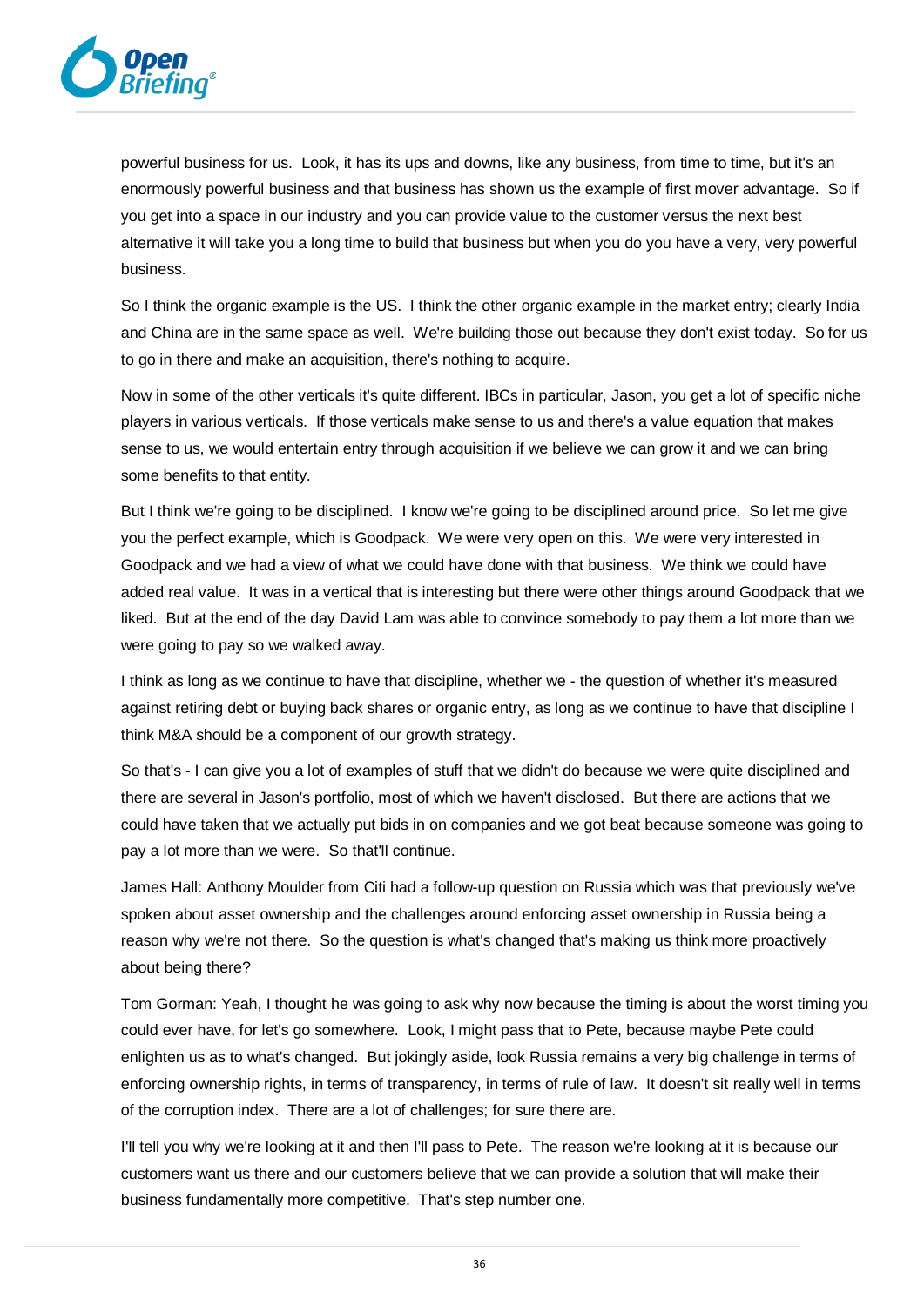powerful business for us. Look, it has its ups and downs, like any business, from time to time, but it's an enormously powerful business and that business has shown us the example of first mover advantage. So if you get into a space in our industry and you can provide value to the customer versus the next best alternative it will take you a long time to build that business but when you do you have a very, very powerful business.

So I think the organic example is the US. I think the other organic example in the market entry; clearly India and China are in the same space as well. We're building those out because they don't exist today. So for us to go in there and make an acquisition, there's nothing to acquire.

Now in some of the other verticals it's quite different. IBCs in particular, Jason, you get a lot of specific niche players in various verticals. If those verticals make sense to us and there's a value equation that makes sense to us, we would entertain entry through acquisition if we believe we can grow it and we can bring some benefits to that entity.

But I think we're going to be disciplined. I know we're going to be disciplined around price. So let me give you the perfect example, which is Goodpack. We were very open on this. We were very interested in Goodpack and we had a view of what we could have done with that business. We think we could have added real value. It was in a vertical that is interesting but there were other things around Goodpack that we liked. But at the end of the day David Lam was able to convince somebody to pay them a lot more than we were going to pay so we walked away.

I think as long as we continue to have that discipline, whether we - the question of whether it's measured against retiring debt or buying back shares or organic entry, as long as we continue to have that discipline I think M&A should be a component of our growth strategy.

So that's - I can give you a lot of examples of stuff that we didn't do because we were quite disciplined and there are several in Jason's portfolio, most of which we haven't disclosed. But there are actions that we could have taken that we actually put bids in on companies and we got beat because someone was going to pay a lot more than we were. So that'll continue.

James Hall: Anthony Moulder from Citi had a follow-up question on Russia which was that previously we've spoken about asset ownership and the challenges around enforcing asset ownership in Russia being a reason why we're not there. So the question is what's changed that's making us think more proactively about being there?

Tom Gorman: Yeah, I thought he was going to ask why now because the timing is about the worst timing you could ever have, for let's go somewhere. Look, I might pass that to Pete, because maybe Pete could enlighten us as to what's changed. But jokingly aside, look Russia remains a very big challenge in terms of enforcing ownership rights, in terms of transparency, in terms of rule of law. It doesn't sit really well in terms of the corruption index. There are a lot of challenges; for sure there are.

I'll tell you why we're looking at it and then I'll pass to Pete. The reason we're looking at it is because our customers want us there and our customers believe that we can provide a solution that will make their business fundamentally more competitive. That's step number one.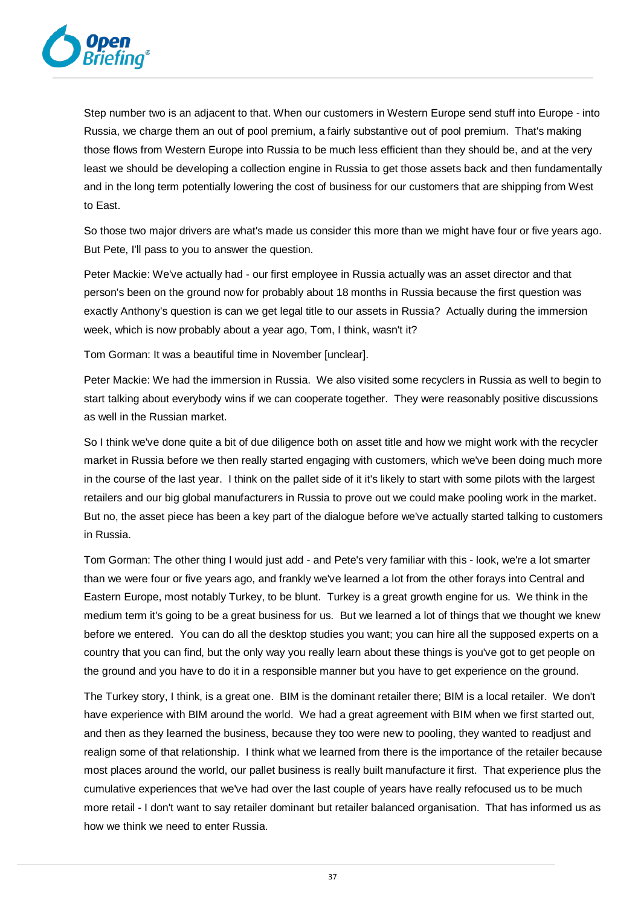Step number two is an adjacent to that. When our customers in Western Europe send stuff into Europe - into Russia, we charge them an out of pool premium, a fairly substantive out of pool premium. That's making those flows from Western Europe into Russia to be much less efficient than they should be, and at the very least we should be developing a collection engine in Russia to get those assets back and then fundamentally and in the long term potentially lowering the cost of business for our customers that are shipping from West to East.

So those two major drivers are what's made us consider this more than we might have four or five years ago. But Pete, I'll pass to you to answer the question.

Peter Mackie: We've actually had - our first employee in Russia actually was an asset director and that person's been on the ground now for probably about 18 months in Russia because the first question was exactly Anthony's question is can we get legal title to our assets in Russia? Actually during the immersion week, which is now probably about a year ago, Tom, I think, wasn't it?

Tom Gorman: It was a beautiful time in November [unclear].

Peter Mackie: We had the immersion in Russia. We also visited some recyclers in Russia as well to begin to start talking about everybody wins if we can cooperate together. They were reasonably positive discussions as well in the Russian market.

So I think we've done quite a bit of due diligence both on asset title and how we might work with the recycler market in Russia before we then really started engaging with customers, which we've been doing much more in the course of the last year. I think on the pallet side of it it's likely to start with some pilots with the largest retailers and our big global manufacturers in Russia to prove out we could make pooling work in the market. But no, the asset piece has been a key part of the dialogue before we've actually started talking to customers in Russia.

Tom Gorman: The other thing I would just add - and Pete's very familiar with this - look, we're a lot smarter than we were four or five years ago, and frankly we've learned a lot from the other forays into Central and Eastern Europe, most notably Turkey, to be blunt. Turkey is a great growth engine for us. We think in the medium term it's going to be a great business for us. But we learned a lot of things that we thought we knew before we entered. You can do all the desktop studies you want; you can hire all the supposed experts on a country that you can find, but the only way you really learn about these things is you've got to get people on the ground and you have to do it in a responsible manner but you have to get experience on the ground.

The Turkey story, I think, is a great one. BIM is the dominant retailer there; BIM is a local retailer. We don't have experience with BIM around the world. We had a great agreement with BIM when we first started out, and then as they learned the business, because they too were new to pooling, they wanted to readjust and realign some of that relationship. I think what we learned from there is the importance of the retailer because most places around the world, our pallet business is really built manufacture it first. That experience plus the cumulative experiences that we've had over the last couple of years have really refocused us to be much more retail - I don't want to say retailer dominant but retailer balanced organisation. That has informed us as how we think we need to enter Russia.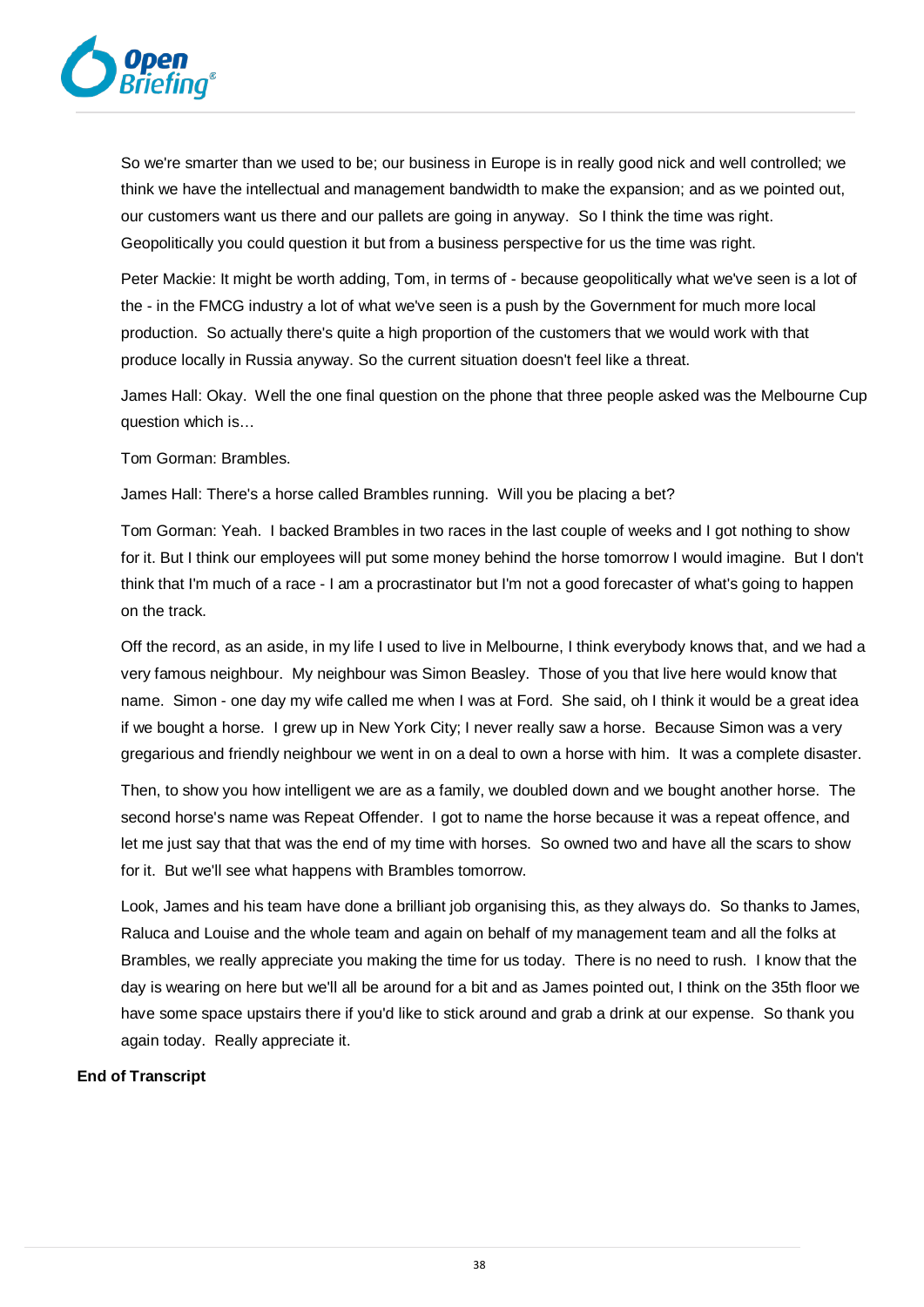So we're smarter than we used to be; our business in Europe is in really good nick and well controlled; we think we have the intellectual and management bandwidth to make the expansion; and as we pointed out, our customers want us there and our pallets are going in anyway. So I think the time was right. Geopolitically you could question it but from a business perspective for us the time was right.

Peter Mackie: It might be worth adding, Tom, in terms of - because geopolitically what we've seen is a lot of the - in the FMCG industry a lot of what we've seen is a push by the Government for much more local production. So actually there's quite a high proportion of the customers that we would work with that produce locally in Russia anyway. So the current situation doesn't feel like a threat.

James Hall: Okay. Well the one final question on the phone that three people asked was the Melbourne Cup question which is…

Tom Gorman: Brambles.

James Hall: There's a horse called Brambles running. Will you be placing a bet?

Tom Gorman: Yeah. I backed Brambles in two races in the last couple of weeks and I got nothing to show for it. But I think our employees will put some money behind the horse tomorrow I would imagine. But I don't think that I'm much of a race - I am a procrastinator but I'm not a good forecaster of what's going to happen on the track.

Off the record, as an aside, in my life I used to live in Melbourne, I think everybody knows that, and we had a very famous neighbour. My neighbour was Simon Beasley. Those of you that live here would know that name. Simon - one day my wife called me when I was at Ford. She said, oh I think it would be a great idea if we bought a horse. I grew up in New York City; I never really saw a horse. Because Simon was a very gregarious and friendly neighbour we went in on a deal to own a horse with him. It was a complete disaster.

Then, to show you how intelligent we are as a family, we doubled down and we bought another horse. The second horse's name was Repeat Offender. I got to name the horse because it was a repeat offence, and let me just say that that was the end of my time with horses. So owned two and have all the scars to show for it. But we'll see what happens with Brambles tomorrow.

Look, James and his team have done a brilliant job organising this, as they always do. So thanks to James, Raluca and Louise and the whole team and again on behalf of my management team and all the folks at Brambles, we really appreciate you making the time for us today. There is no need to rush. I know that the day is wearing on here but we'll all be around for a bit and as James pointed out, I think on the 35th floor we have some space upstairs there if you'd like to stick around and grab a drink at our expense. So thank you again today. Really appreciate it.

**End of Transcript**